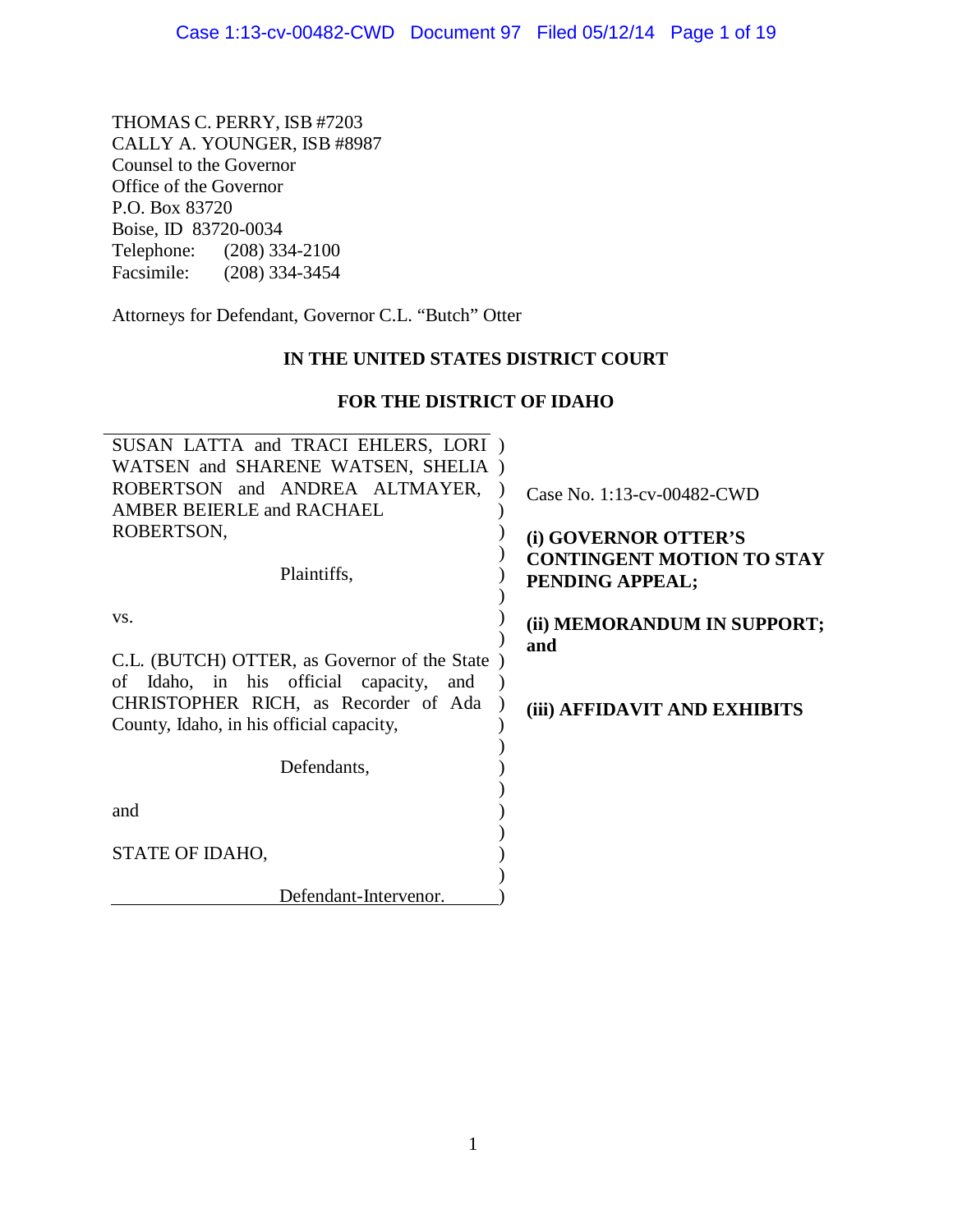THOMAS C. PERRY, ISB #7203
CALLY A. YOUNGER, ISB #8987
Counsel to the Governor
Office of the Governor
P.O. Box 83720
Boise, ID 83720-0034
Telephone: (208) 334-2100
Facsimile: (208) 334-3454

Attorneys for Defendant, Governor C.L. "Butch" Otter

**IN THE UNITED STATES DISTRICT COURT**

**FOR THE DISTRICT OF IDAHO**

| | |
|---|---|
| SUSAN LATTA and TRACI EHLERS, LORI WATSEN and SHARENE WATSEN, SHELIA ROBERTSON and ANDREA ALTMAYER, AMBER BEIERLE and RACHAEL ROBERTSON,<br><br>Plaintiffs,<br><br>vs.<br><br>C.L. (BUTCH) OTTER, as Governor of the State of Idaho, in his official capacity, and CHRISTOPHER RICH, as Recorder of Ada County, Idaho, in his official capacity,<br><br>Defendants,<br><br>and<br><br>STATE OF IDAHO,<br><br>Defendant-Intervenor. | Case No. 1:13-cv-00482-CWD<br><br>**(i) GOVERNOR OTTER'S CONTINGENT MOTION TO STAY PENDING APPEAL;**<br><br>**(ii) MEMORANDUM IN SUPPORT; and**<br><br>**(iii) AFFIDAVIT AND EXHIBITS** |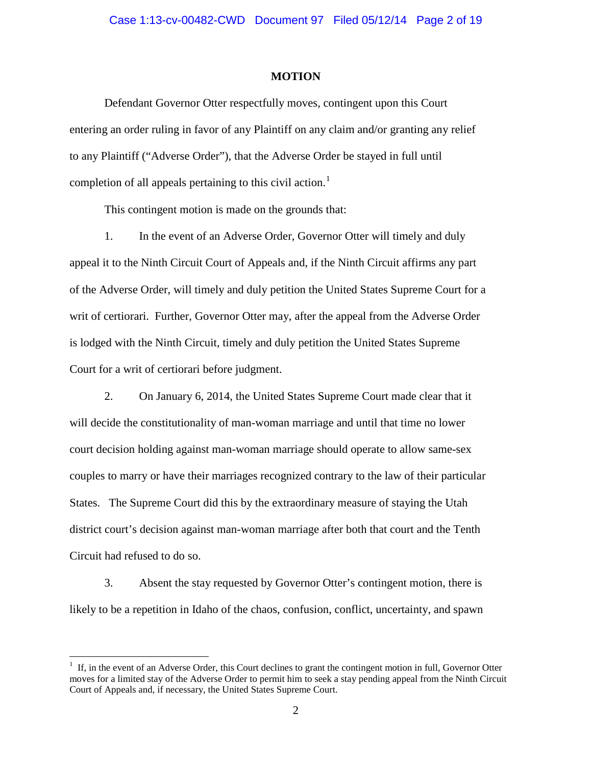## MOTION

Defendant Governor Otter respectfully moves, contingent upon this Court entering an order ruling in favor of any Plaintiff on any claim and/or granting any relief to any Plaintiff ("Adverse Order"), that the Adverse Order be stayed in full until completion of all appeals pertaining to this civil action.[1]

This contingent motion is made on the grounds that:

1. In the event of an Adverse Order, Governor Otter will timely and duly appeal it to the Ninth Circuit Court of Appeals and, if the Ninth Circuit affirms any part of the Adverse Order, will timely and duly petition the United States Supreme Court for a writ of certiorari. Further, Governor Otter may, after the appeal from the Adverse Order is lodged with the Ninth Circuit, timely and duly petition the United States Supreme Court for a writ of certiorari before judgment.

2. On January 6, 2014, the United States Supreme Court made clear that it will decide the constitutionality of man-woman marriage and until that time no lower court decision holding against man-woman marriage should operate to allow same-sex couples to marry or have their marriages recognized contrary to the law of their particular States. The Supreme Court did this by the extraordinary measure of staying the Utah district court's decision against man-woman marriage after both that court and the Tenth Circuit had refused to do so.

3. Absent the stay requested by Governor Otter's contingent motion, there is likely to be a repetition in Idaho of the chaos, confusion, conflict, uncertainty, and spawn

[1] If, in the event of an Adverse Order, this Court declines to grant the contingent motion in full, Governor Otter moves for a limited stay of the Adverse Order to permit him to seek a stay pending appeal from the Ninth Circuit Court of Appeals and, if necessary, the United States Supreme Court.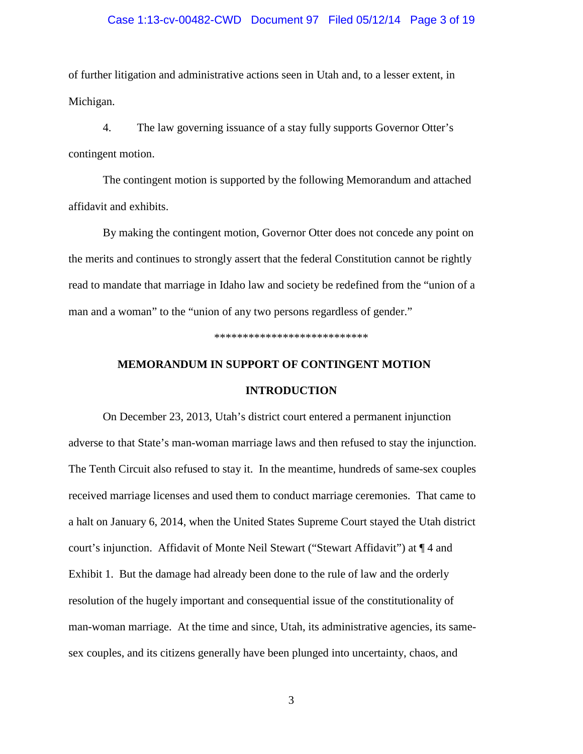of further litigation and administrative actions seen in Utah and, to a lesser extent, in Michigan.

4. The law governing issuance of a stay fully supports Governor Otter's contingent motion.

The contingent motion is supported by the following Memorandum and attached affidavit and exhibits.

By making the contingent motion, Governor Otter does not concede any point on the merits and continues to strongly assert that the federal Constitution cannot be rightly read to mandate that marriage in Idaho law and society be redefined from the "union of a man and a woman" to the "union of any two persons regardless of gender."

***************************

## MEMORANDUM IN SUPPORT OF CONTINGENT MOTION

## INTRODUCTION

On December 23, 2013, Utah's district court entered a permanent injunction adverse to that State's man-woman marriage laws and then refused to stay the injunction. The Tenth Circuit also refused to stay it. In the meantime, hundreds of same-sex couples received marriage licenses and used them to conduct marriage ceremonies. That came to a halt on January 6, 2014, when the United States Supreme Court stayed the Utah district court's injunction. Affidavit of Monte Neil Stewart ("Stewart Affidavit") at ¶ 4 and Exhibit 1. But the damage had already been done to the rule of law and the orderly resolution of the hugely important and consequential issue of the constitutionality of man-woman marriage. At the time and since, Utah, its administrative agencies, its same-sex couples, and its citizens generally have been plunged into uncertainty, chaos, and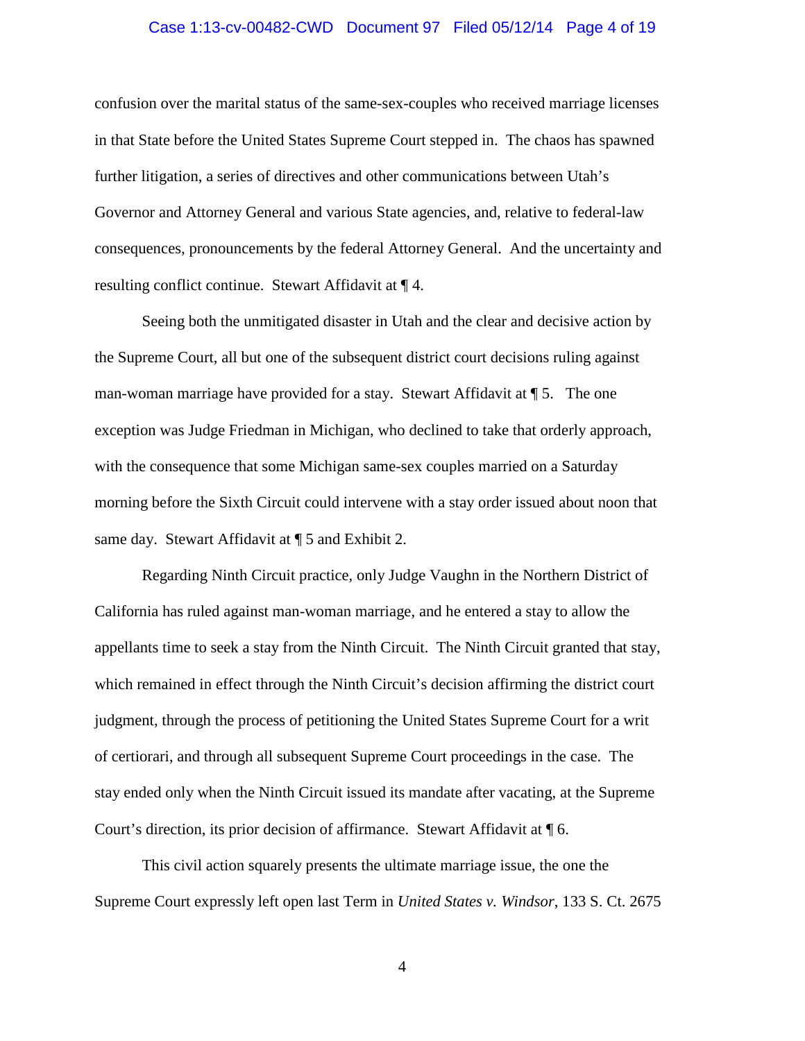confusion over the marital status of the same-sex-couples who received marriage licenses in that State before the United States Supreme Court stepped in. The chaos has spawned further litigation, a series of directives and other communications between Utah's Governor and Attorney General and various State agencies, and, relative to federal-law consequences, pronouncements by the federal Attorney General. And the uncertainty and resulting conflict continue. Stewart Affidavit at ¶ 4.

Seeing both the unmitigated disaster in Utah and the clear and decisive action by the Supreme Court, all but one of the subsequent district court decisions ruling against man-woman marriage have provided for a stay. Stewart Affidavit at ¶ 5. The one exception was Judge Friedman in Michigan, who declined to take that orderly approach, with the consequence that some Michigan same-sex couples married on a Saturday morning before the Sixth Circuit could intervene with a stay order issued about noon that same day. Stewart Affidavit at ¶ 5 and Exhibit 2.

Regarding Ninth Circuit practice, only Judge Vaughn in the Northern District of California has ruled against man-woman marriage, and he entered a stay to allow the appellants time to seek a stay from the Ninth Circuit. The Ninth Circuit granted that stay, which remained in effect through the Ninth Circuit's decision affirming the district court judgment, through the process of petitioning the United States Supreme Court for a writ of certiorari, and through all subsequent Supreme Court proceedings in the case. The stay ended only when the Ninth Circuit issued its mandate after vacating, at the Supreme Court's direction, its prior decision of affirmance. Stewart Affidavit at ¶ 6.

This civil action squarely presents the ultimate marriage issue, the one the Supreme Court expressly left open last Term in *United States v. Windsor*, 133 S. Ct. 2675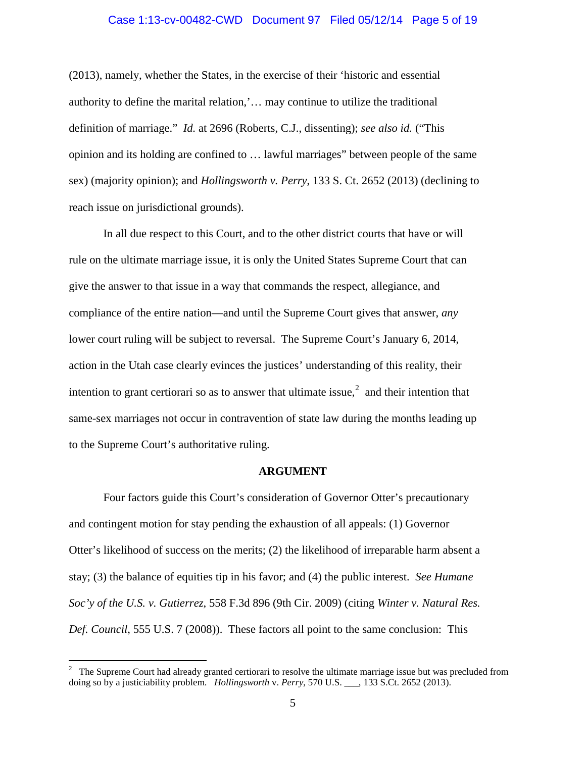(2013), namely, whether the States, in the exercise of their 'historic and essential authority to define the marital relation,'… may continue to utilize the traditional definition of marriage." *Id.* at 2696 (Roberts, C.J., dissenting); *see also id.* ("This opinion and its holding are confined to … lawful marriages" between people of the same sex) (majority opinion); and *Hollingsworth v. Perry*, 133 S. Ct. 2652 (2013) (declining to reach issue on jurisdictional grounds).

In all due respect to this Court, and to the other district courts that have or will rule on the ultimate marriage issue, it is only the United States Supreme Court that can give the answer to that issue in a way that commands the respect, allegiance, and compliance of the entire nation—and until the Supreme Court gives that answer, *any* lower court ruling will be subject to reversal. The Supreme Court's January 6, 2014, action in the Utah case clearly evinces the justices' understanding of this reality, their intention to grant certiorari so as to answer that ultimate issue,[2] and their intention that same-sex marriages not occur in contravention of state law during the months leading up to the Supreme Court's authoritative ruling.

**ARGUMENT**

Four factors guide this Court's consideration of Governor Otter's precautionary and contingent motion for stay pending the exhaustion of all appeals: (1) Governor Otter's likelihood of success on the merits; (2) the likelihood of irreparable harm absent a stay; (3) the balance of equities tip in his favor; and (4) the public interest. *See Humane Soc'y of the U.S. v. Gutierrez*, 558 F.3d 896 (9th Cir. 2009) (citing *Winter v. Natural Res. Def. Council*, 555 U.S. 7 (2008)). These factors all point to the same conclusion: This

---

[2] The Supreme Court had already granted certiorari to resolve the ultimate marriage issue but was precluded from doing so by a justiciability problem. *Hollingsworth* v. *Perry*, 570 U.S. ___, 133 S.Ct. 2652 (2013).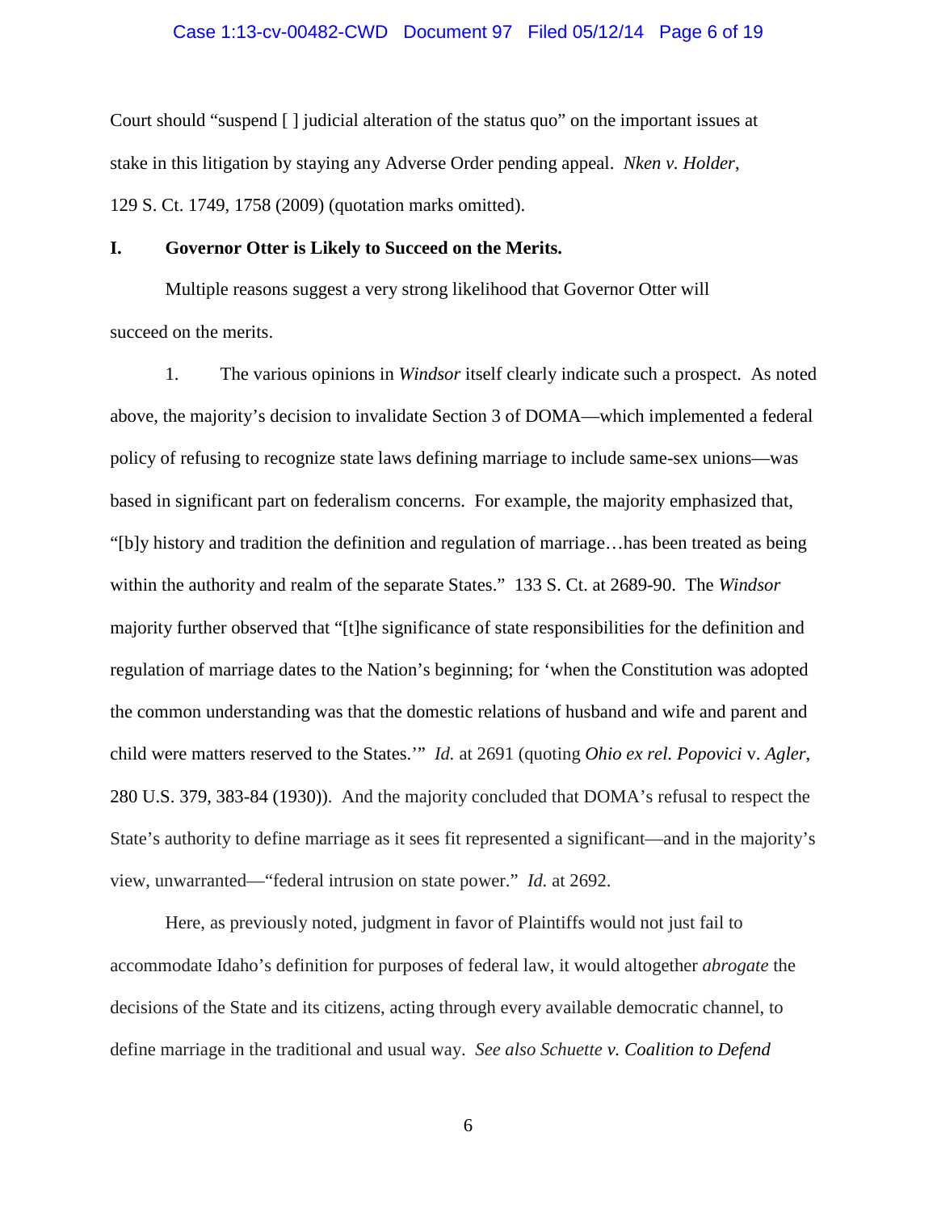Court should "suspend [ ] judicial alteration of the status quo" on the important issues at stake in this litigation by staying any Adverse Order pending appeal. *Nken v. Holder*, 129 S. Ct. 1749, 1758 (2009) (quotation marks omitted).

## I. Governor Otter is Likely to Succeed on the Merits.

Multiple reasons suggest a very strong likelihood that Governor Otter will succeed on the merits.

1. The various opinions in *Windsor* itself clearly indicate such a prospect. As noted above, the majority's decision to invalidate Section 3 of DOMA—which implemented a federal policy of refusing to recognize state laws defining marriage to include same-sex unions—was based in significant part on federalism concerns. For example, the majority emphasized that, "[b]y history and tradition the definition and regulation of marriage…has been treated as being within the authority and realm of the separate States." 133 S. Ct. at 2689-90. The *Windsor* majority further observed that "[t]he significance of state responsibilities for the definition and regulation of marriage dates to the Nation's beginning; for 'when the Constitution was adopted the common understanding was that the domestic relations of husband and wife and parent and child were matters reserved to the States.'" *Id.* at 2691 (quoting *Ohio ex rel. Popovici* v. *Agler*, 280 U.S. 379, 383-84 (1930)). And the majority concluded that DOMA's refusal to respect the State's authority to define marriage as it sees fit represented a significant—and in the majority's view, unwarranted—"federal intrusion on state power." *Id.* at 2692.

Here, as previously noted, judgment in favor of Plaintiffs would not just fail to accommodate Idaho's definition for purposes of federal law, it would altogether *abrogate* the decisions of the State and its citizens, acting through every available democratic channel, to define marriage in the traditional and usual way. *See also Schuette v. Coalition to Defend*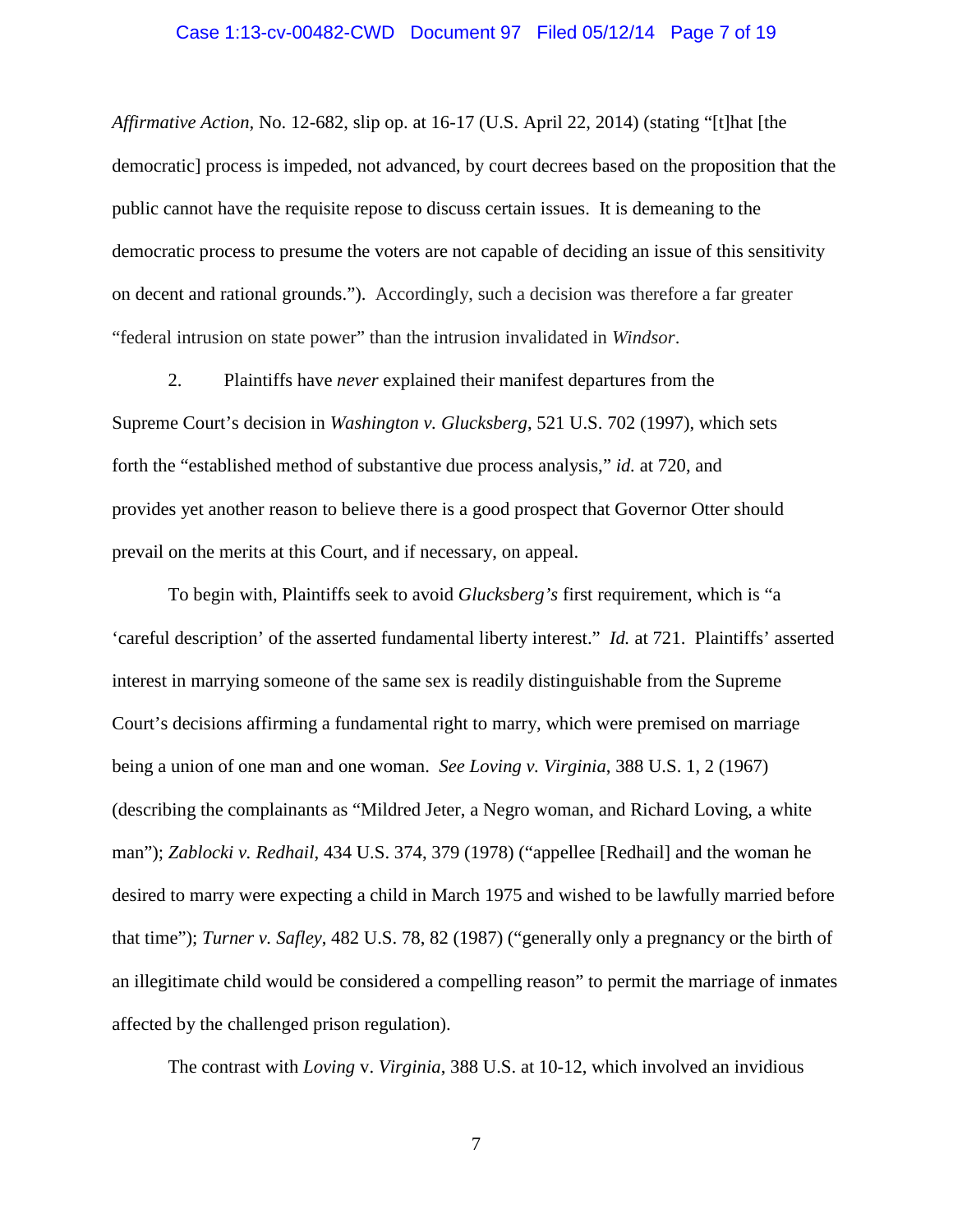*Affirmative Action*, No. 12-682, slip op. at 16-17 (U.S. April 22, 2014) (stating "[t]hat [the democratic] process is impeded, not advanced, by court decrees based on the proposition that the public cannot have the requisite repose to discuss certain issues. It is demeaning to the democratic process to presume the voters are not capable of deciding an issue of this sensitivity on decent and rational grounds."). Accordingly, such a decision was therefore a far greater "federal intrusion on state power" than the intrusion invalidated in *Windsor*.

2. Plaintiffs have *never* explained their manifest departures from the Supreme Court's decision in *Washington v. Glucksberg*, 521 U.S. 702 (1997), which sets forth the "established method of substantive due process analysis," *id.* at 720, and provides yet another reason to believe there is a good prospect that Governor Otter should prevail on the merits at this Court, and if necessary, on appeal.

To begin with, Plaintiffs seek to avoid *Glucksberg's* first requirement, which is "a 'careful description' of the asserted fundamental liberty interest." *Id.* at 721. Plaintiffs' asserted interest in marrying someone of the same sex is readily distinguishable from the Supreme Court's decisions affirming a fundamental right to marry, which were premised on marriage being a union of one man and one woman. *See Loving v. Virginia*, 388 U.S. 1, 2 (1967) (describing the complainants as "Mildred Jeter, a Negro woman, and Richard Loving, a white man"); *Zablocki v. Redhail*, 434 U.S. 374, 379 (1978) ("appellee [Redhail] and the woman he desired to marry were expecting a child in March 1975 and wished to be lawfully married before that time"); *Turner v. Safley*, 482 U.S. 78, 82 (1987) ("generally only a pregnancy or the birth of an illegitimate child would be considered a compelling reason" to permit the marriage of inmates affected by the challenged prison regulation).

The contrast with *Loving* v. *Virginia*, 388 U.S. at 10-12, which involved an invidious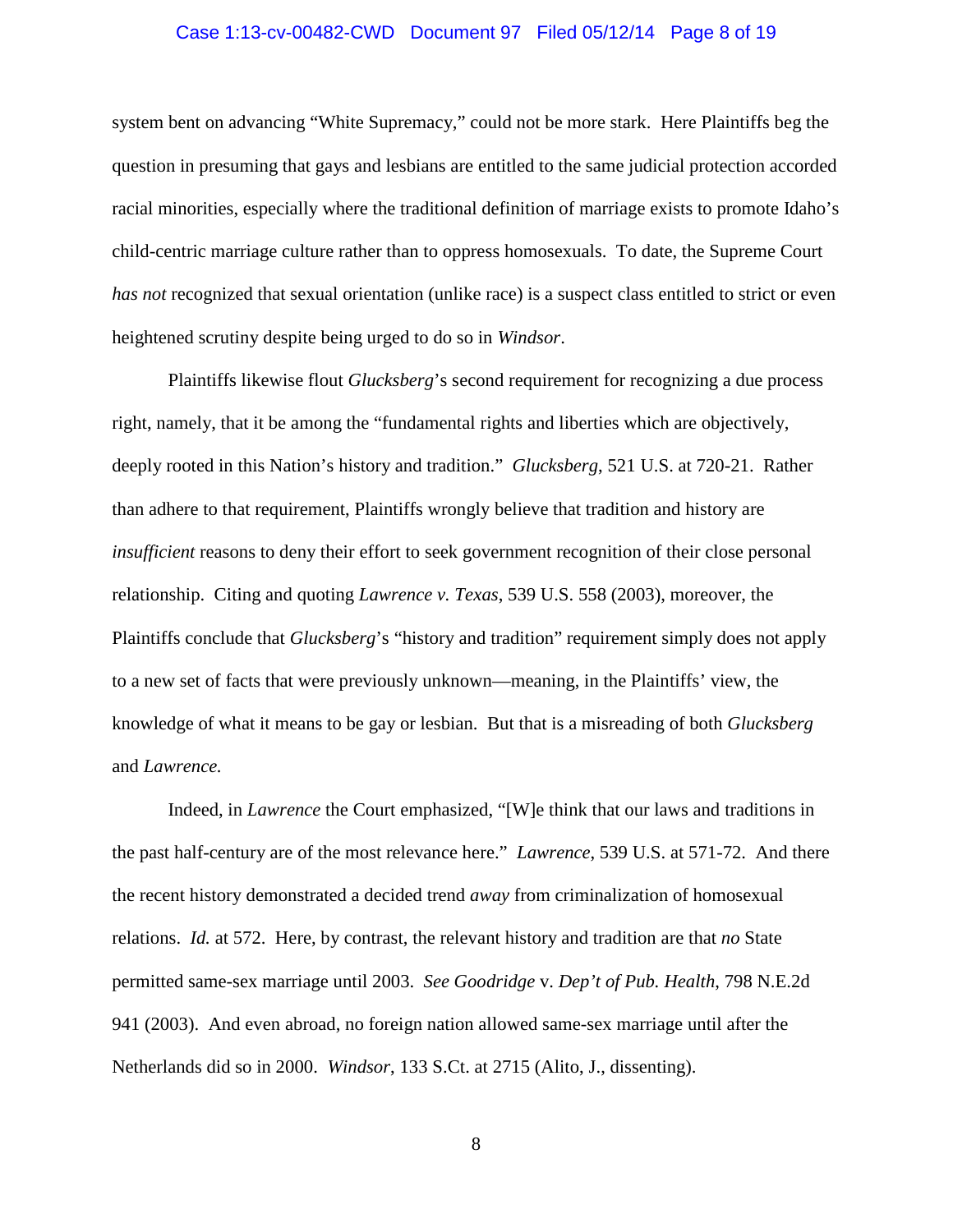system bent on advancing "White Supremacy," could not be more stark. Here Plaintiffs beg the question in presuming that gays and lesbians are entitled to the same judicial protection accorded racial minorities, especially where the traditional definition of marriage exists to promote Idaho's child-centric marriage culture rather than to oppress homosexuals. To date, the Supreme Court *has not* recognized that sexual orientation (unlike race) is a suspect class entitled to strict or even heightened scrutiny despite being urged to do so in *Windsor*.

Plaintiffs likewise flout *Glucksberg*'s second requirement for recognizing a due process right, namely, that it be among the "fundamental rights and liberties which are objectively, deeply rooted in this Nation's history and tradition." *Glucksberg*, 521 U.S. at 720-21. Rather than adhere to that requirement, Plaintiffs wrongly believe that tradition and history are *insufficient* reasons to deny their effort to seek government recognition of their close personal relationship. Citing and quoting *Lawrence v. Texas*, 539 U.S. 558 (2003), moreover, the Plaintiffs conclude that *Glucksberg*'s "history and tradition" requirement simply does not apply to a new set of facts that were previously unknown—meaning, in the Plaintiffs' view, the knowledge of what it means to be gay or lesbian. But that is a misreading of both *Glucksberg* and *Lawrence.*

Indeed, in *Lawrence* the Court emphasized, "[W]e think that our laws and traditions in the past half-century are of the most relevance here." *Lawrence*, 539 U.S. at 571-72. And there the recent history demonstrated a decided trend *away* from criminalization of homosexual relations. *Id.* at 572. Here, by contrast, the relevant history and tradition are that *no* State permitted same-sex marriage until 2003. *See Goodridge* v. *Dep't of Pub. Health*, 798 N.E.2d 941 (2003). And even abroad, no foreign nation allowed same-sex marriage until after the Netherlands did so in 2000. *Windsor*, 133 S.Ct. at 2715 (Alito, J., dissenting).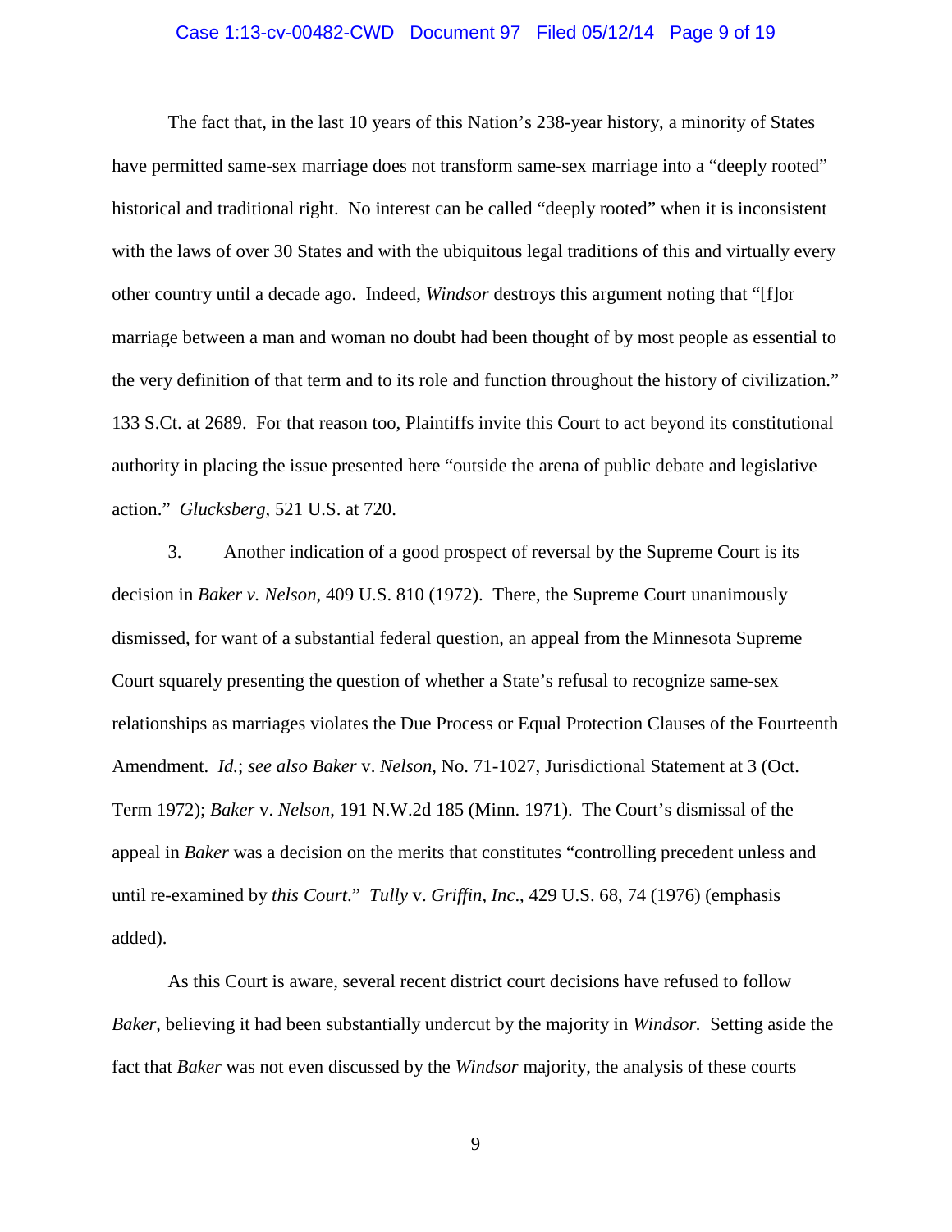The fact that, in the last 10 years of this Nation's 238-year history, a minority of States have permitted same-sex marriage does not transform same-sex marriage into a "deeply rooted" historical and traditional right. No interest can be called "deeply rooted" when it is inconsistent with the laws of over 30 States and with the ubiquitous legal traditions of this and virtually every other country until a decade ago. Indeed, *Windsor* destroys this argument noting that "[f]or marriage between a man and woman no doubt had been thought of by most people as essential to the very definition of that term and to its role and function throughout the history of civilization." 133 S.Ct. at 2689. For that reason too, Plaintiffs invite this Court to act beyond its constitutional authority in placing the issue presented here "outside the arena of public debate and legislative action." *Glucksberg*, 521 U.S. at 720.

3. Another indication of a good prospect of reversal by the Supreme Court is its decision in *Baker v. Nelson*, 409 U.S. 810 (1972). There, the Supreme Court unanimously dismissed, for want of a substantial federal question, an appeal from the Minnesota Supreme Court squarely presenting the question of whether a State's refusal to recognize same-sex relationships as marriages violates the Due Process or Equal Protection Clauses of the Fourteenth Amendment. *Id.*; *see also Baker* v. *Nelson*, No. 71-1027, Jurisdictional Statement at 3 (Oct. Term 1972); *Baker* v. *Nelson*, 191 N.W.2d 185 (Minn. 1971). The Court's dismissal of the appeal in *Baker* was a decision on the merits that constitutes "controlling precedent unless and until re-examined by *this Court*." *Tully* v. *Griffin, Inc*., 429 U.S. 68, 74 (1976) (emphasis added).

As this Court is aware, several recent district court decisions have refused to follow *Baker*, believing it had been substantially undercut by the majority in *Windsor.* Setting aside the fact that *Baker* was not even discussed by the *Windsor* majority, the analysis of these courts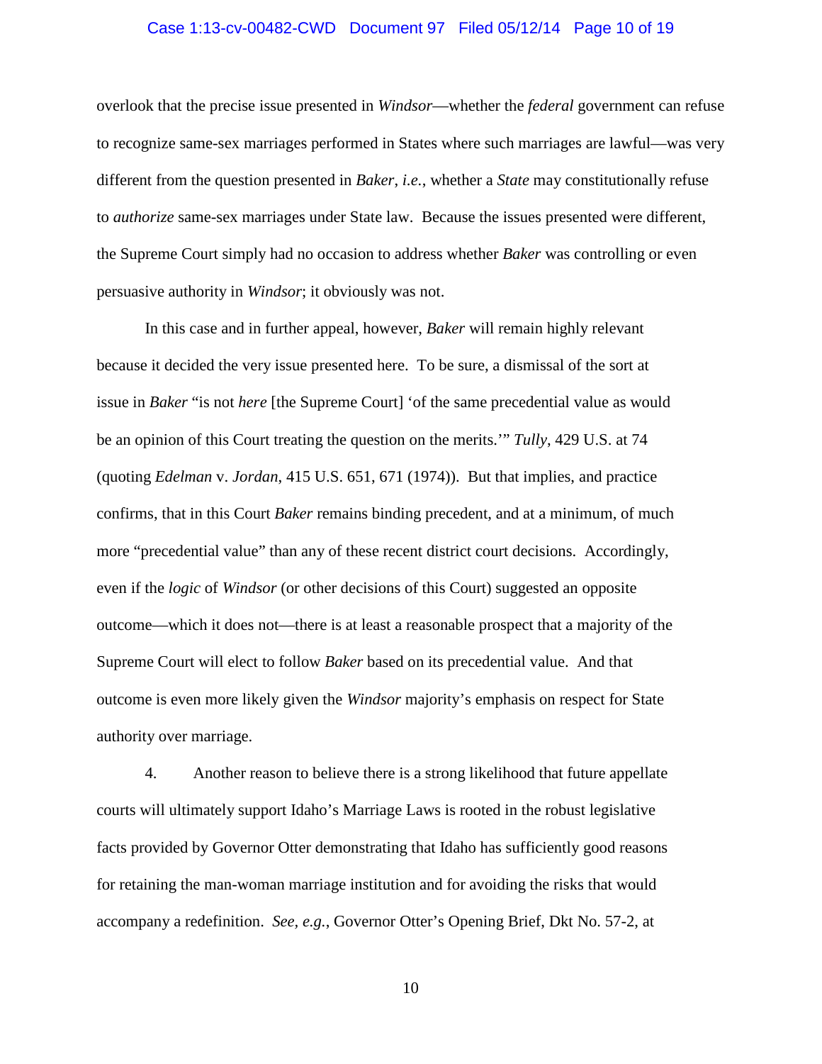overlook that the precise issue presented in *Windsor*—whether the *federal* government can refuse to recognize same-sex marriages performed in States where such marriages are lawful—was very different from the question presented in *Baker*, *i.e.*, whether a *State* may constitutionally refuse to *authorize* same-sex marriages under State law. Because the issues presented were different, the Supreme Court simply had no occasion to address whether *Baker* was controlling or even persuasive authority in *Windsor*; it obviously was not.

In this case and in further appeal, however, *Baker* will remain highly relevant because it decided the very issue presented here. To be sure, a dismissal of the sort at issue in *Baker* "is not *here* [the Supreme Court] 'of the same precedential value as would be an opinion of this Court treating the question on the merits.'" *Tully*, 429 U.S. at 74 (quoting *Edelman* v. *Jordan*, 415 U.S. 651, 671 (1974)). But that implies, and practice confirms, that in this Court *Baker* remains binding precedent, and at a minimum, of much more "precedential value" than any of these recent district court decisions. Accordingly, even if the *logic* of *Windsor* (or other decisions of this Court) suggested an opposite outcome—which it does not—there is at least a reasonable prospect that a majority of the Supreme Court will elect to follow *Baker* based on its precedential value. And that outcome is even more likely given the *Windsor* majority's emphasis on respect for State authority over marriage.

4. Another reason to believe there is a strong likelihood that future appellate courts will ultimately support Idaho's Marriage Laws is rooted in the robust legislative facts provided by Governor Otter demonstrating that Idaho has sufficiently good reasons for retaining the man-woman marriage institution and for avoiding the risks that would accompany a redefinition. *See, e.g.*, Governor Otter's Opening Brief, Dkt No. 57-2, at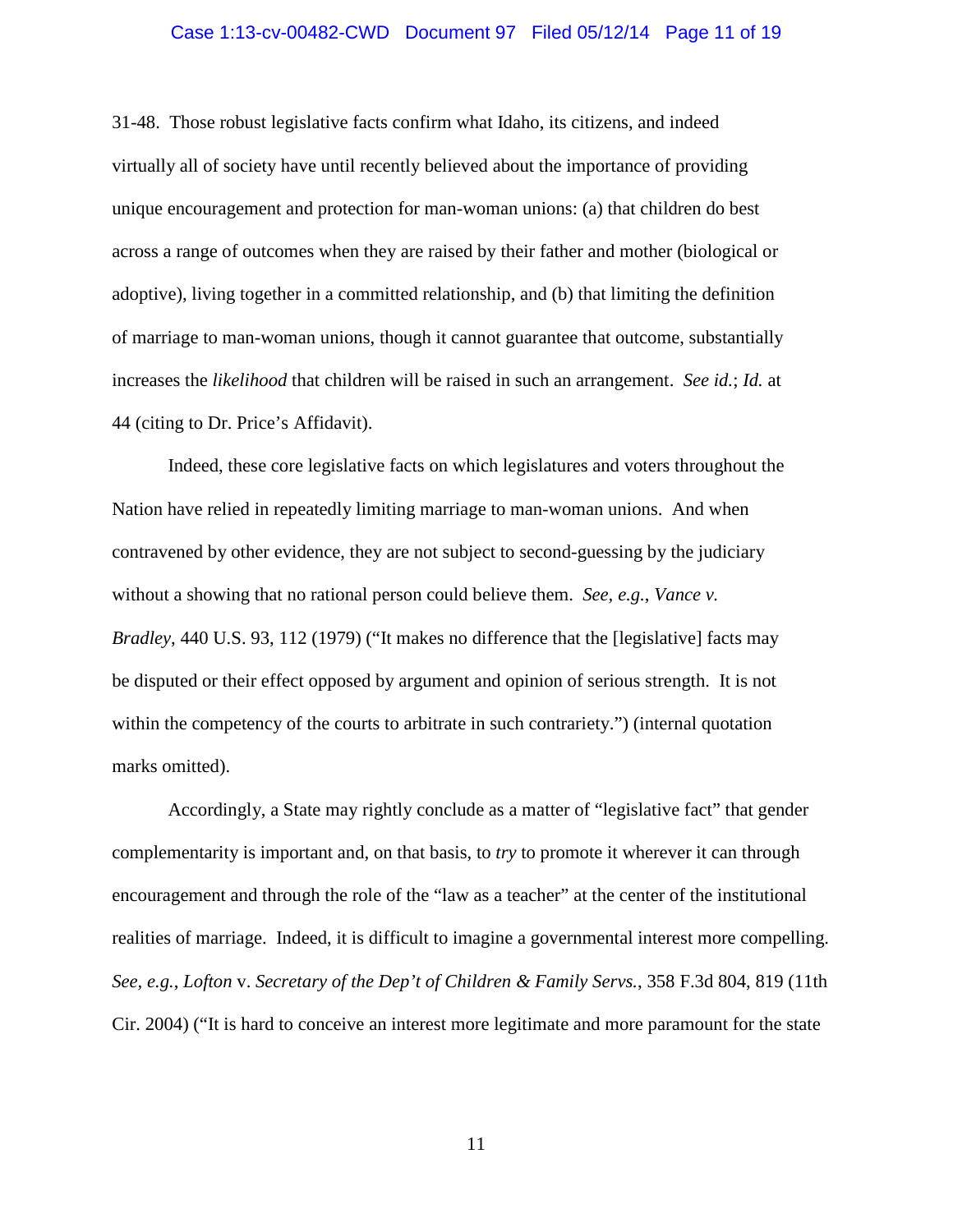31-48. Those robust legislative facts confirm what Idaho, its citizens, and indeed virtually all of society have until recently believed about the importance of providing unique encouragement and protection for man-woman unions: (a) that children do best across a range of outcomes when they are raised by their father and mother (biological or adoptive), living together in a committed relationship, and (b) that limiting the definition of marriage to man-woman unions, though it cannot guarantee that outcome, substantially increases the *likelihood* that children will be raised in such an arrangement. *See id.*; *Id.* at 44 (citing to Dr. Price's Affidavit).

Indeed, these core legislative facts on which legislatures and voters throughout the Nation have relied in repeatedly limiting marriage to man-woman unions. And when contravened by other evidence, they are not subject to second-guessing by the judiciary without a showing that no rational person could believe them. *See, e.g.*, *Vance v. Bradley*, 440 U.S. 93, 112 (1979) ("It makes no difference that the [legislative] facts may be disputed or their effect opposed by argument and opinion of serious strength. It is not within the competency of the courts to arbitrate in such contrariety.") (internal quotation marks omitted).

Accordingly, a State may rightly conclude as a matter of "legislative fact" that gender complementarity is important and, on that basis, to *try* to promote it wherever it can through encouragement and through the role of the "law as a teacher" at the center of the institutional realities of marriage. Indeed, it is difficult to imagine a governmental interest more compelling. *See, e.g.*, *Lofton* v. *Secretary of the Dep't of Children & Family Servs.*, 358 F.3d 804, 819 (11th Cir. 2004) ("It is hard to conceive an interest more legitimate and more paramount for the state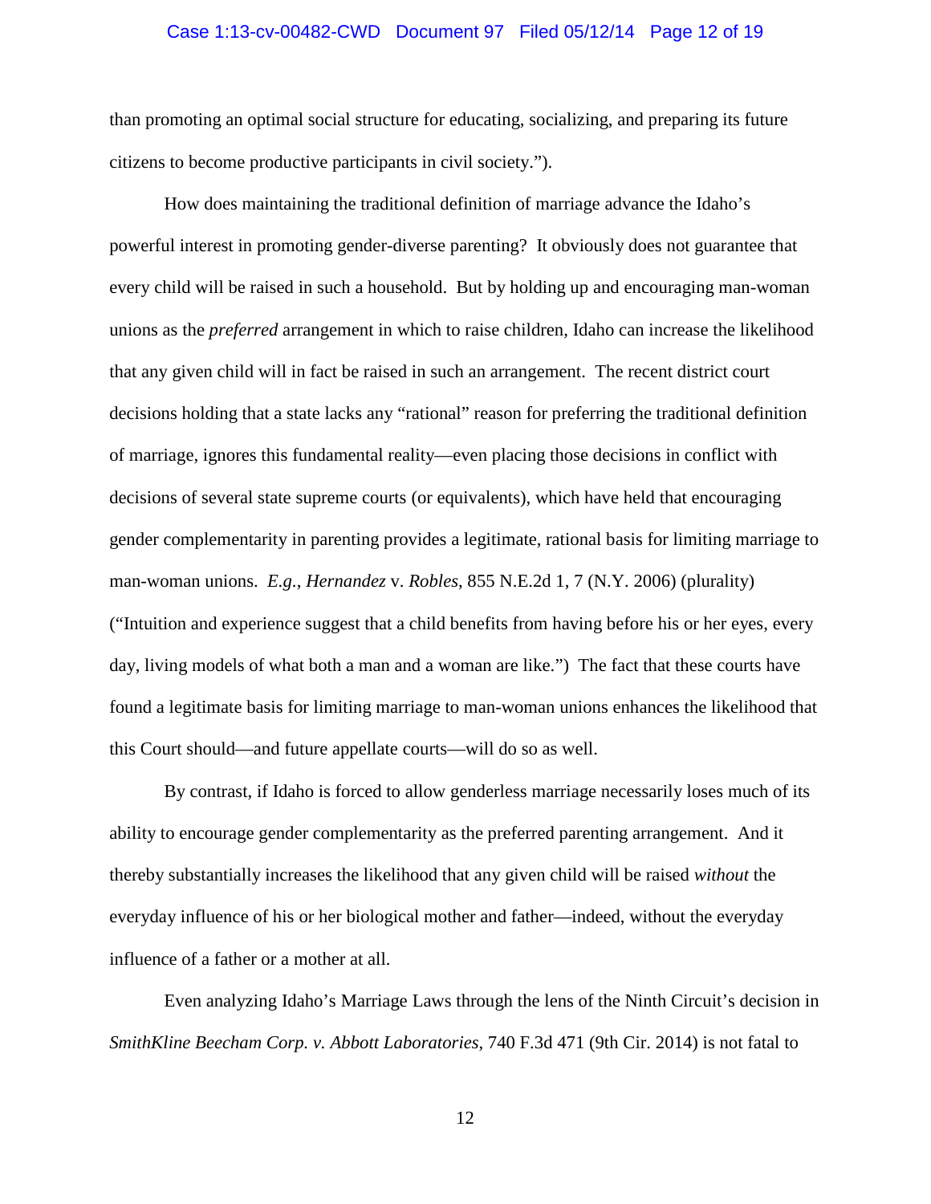than promoting an optimal social structure for educating, socializing, and preparing its future citizens to become productive participants in civil society.").

How does maintaining the traditional definition of marriage advance the Idaho's powerful interest in promoting gender-diverse parenting? It obviously does not guarantee that every child will be raised in such a household. But by holding up and encouraging man-woman unions as the *preferred* arrangement in which to raise children, Idaho can increase the likelihood that any given child will in fact be raised in such an arrangement. The recent district court decisions holding that a state lacks any "rational" reason for preferring the traditional definition of marriage, ignores this fundamental reality—even placing those decisions in conflict with decisions of several state supreme courts (or equivalents), which have held that encouraging gender complementarity in parenting provides a legitimate, rational basis for limiting marriage to man-woman unions. *E.g.*, *Hernandez* v. *Robles*, 855 N.E.2d 1, 7 (N.Y. 2006) (plurality) ("Intuition and experience suggest that a child benefits from having before his or her eyes, every day, living models of what both a man and a woman are like.") The fact that these courts have found a legitimate basis for limiting marriage to man-woman unions enhances the likelihood that this Court should—and future appellate courts—will do so as well.

By contrast, if Idaho is forced to allow genderless marriage necessarily loses much of its ability to encourage gender complementarity as the preferred parenting arrangement. And it thereby substantially increases the likelihood that any given child will be raised *without* the everyday influence of his or her biological mother and father—indeed, without the everyday influence of a father or a mother at all.

Even analyzing Idaho's Marriage Laws through the lens of the Ninth Circuit's decision in *SmithKline Beecham Corp. v. Abbott Laboratories*, 740 F.3d 471 (9th Cir. 2014) is not fatal to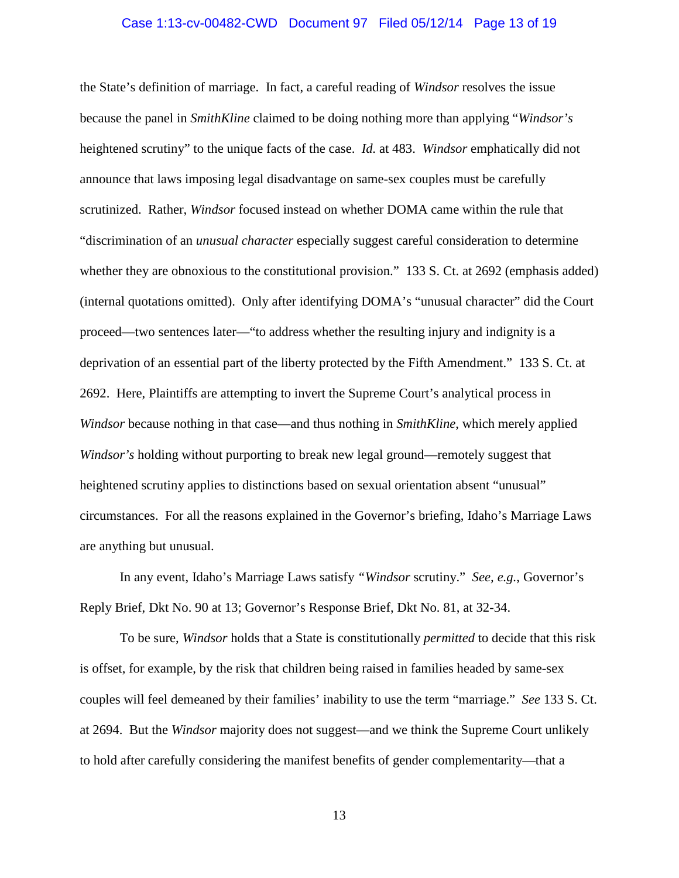the State's definition of marriage. In fact, a careful reading of *Windsor* resolves the issue because the panel in *SmithKline* claimed to be doing nothing more than applying "*Windsor's* heightened scrutiny" to the unique facts of the case. *Id.* at 483. *Windsor* emphatically did not announce that laws imposing legal disadvantage on same-sex couples must be carefully scrutinized. Rather, *Windsor* focused instead on whether DOMA came within the rule that "discrimination of an *unusual character* especially suggest careful consideration to determine whether they are obnoxious to the constitutional provision." 133 S. Ct. at 2692 (emphasis added) (internal quotations omitted). Only after identifying DOMA's "unusual character" did the Court proceed—two sentences later—"to address whether the resulting injury and indignity is a deprivation of an essential part of the liberty protected by the Fifth Amendment." 133 S. Ct. at 2692. Here, Plaintiffs are attempting to invert the Supreme Court's analytical process in *Windsor* because nothing in that case—and thus nothing in *SmithKline*, which merely applied *Windsor's* holding without purporting to break new legal ground—remotely suggest that heightened scrutiny applies to distinctions based on sexual orientation absent "unusual" circumstances. For all the reasons explained in the Governor's briefing, Idaho's Marriage Laws are anything but unusual.

In any event, Idaho's Marriage Laws satisfy "*Windsor* scrutiny." *See, e.g.*, Governor's Reply Brief, Dkt No. 90 at 13; Governor's Response Brief, Dkt No. 81, at 32-34.

To be sure, *Windsor* holds that a State is constitutionally *permitted* to decide that this risk is offset, for example, by the risk that children being raised in families headed by same-sex couples will feel demeaned by their families' inability to use the term "marriage." *See* 133 S. Ct. at 2694. But the *Windsor* majority does not suggest—and we think the Supreme Court unlikely to hold after carefully considering the manifest benefits of gender complementarity—that a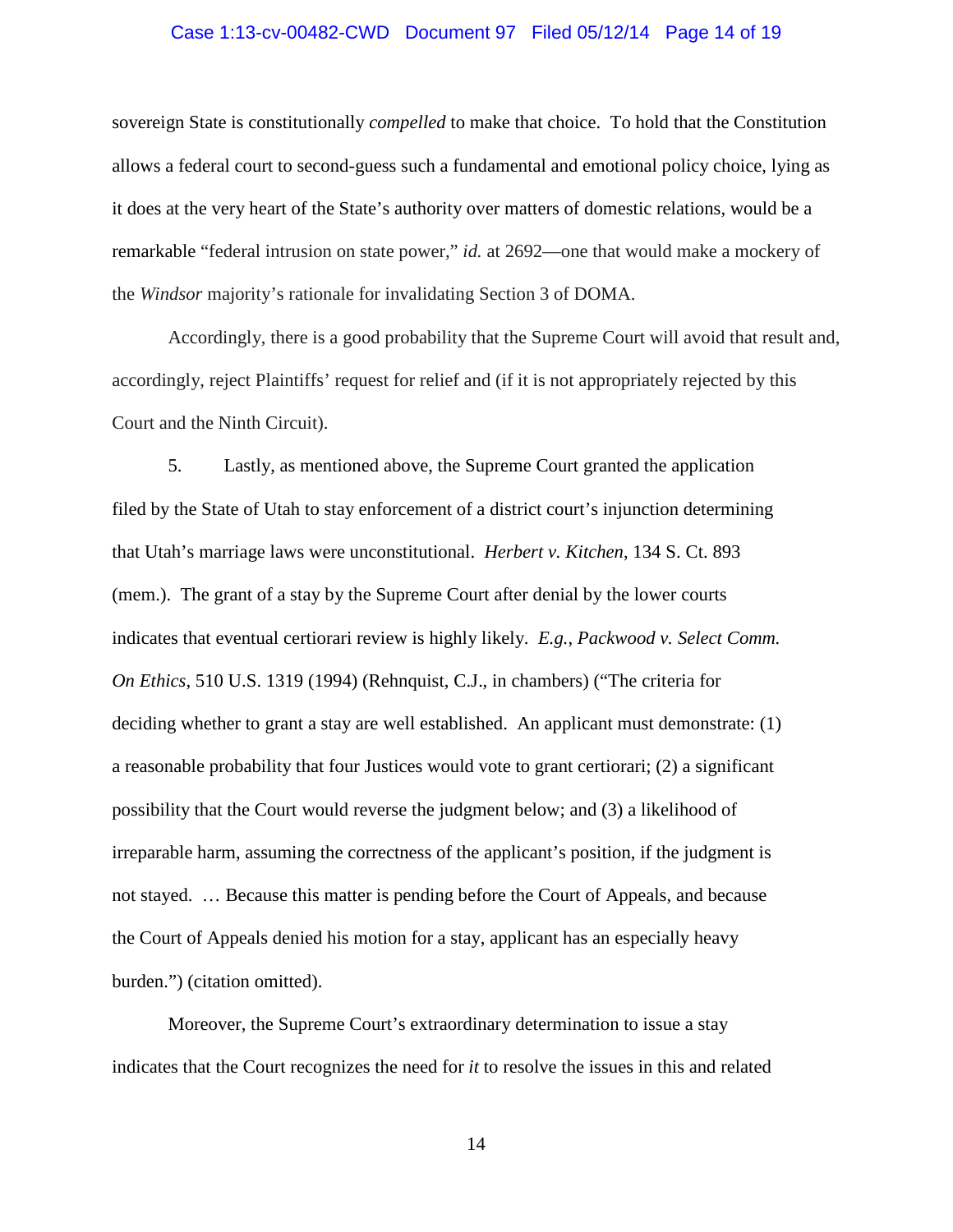sovereign State is constitutionally *compelled* to make that choice. To hold that the Constitution allows a federal court to second-guess such a fundamental and emotional policy choice, lying as it does at the very heart of the State's authority over matters of domestic relations, would be a remarkable "federal intrusion on state power," *id.* at 2692—one that would make a mockery of the *Windsor* majority's rationale for invalidating Section 3 of DOMA.

Accordingly, there is a good probability that the Supreme Court will avoid that result and, accordingly, reject Plaintiffs' request for relief and (if it is not appropriately rejected by this Court and the Ninth Circuit).

5. Lastly, as mentioned above, the Supreme Court granted the application filed by the State of Utah to stay enforcement of a district court's injunction determining that Utah's marriage laws were unconstitutional. *Herbert v. Kitchen*, 134 S. Ct. 893 (mem.). The grant of a stay by the Supreme Court after denial by the lower courts indicates that eventual certiorari review is highly likely. *E.g.*, *Packwood v. Select Comm. On Ethics*, 510 U.S. 1319 (1994) (Rehnquist, C.J., in chambers) ("The criteria for deciding whether to grant a stay are well established. An applicant must demonstrate: (1) a reasonable probability that four Justices would vote to grant certiorari; (2) a significant possibility that the Court would reverse the judgment below; and (3) a likelihood of irreparable harm, assuming the correctness of the applicant's position, if the judgment is not stayed. … Because this matter is pending before the Court of Appeals, and because the Court of Appeals denied his motion for a stay, applicant has an especially heavy burden.") (citation omitted).

Moreover, the Supreme Court's extraordinary determination to issue a stay indicates that the Court recognizes the need for *it* to resolve the issues in this and related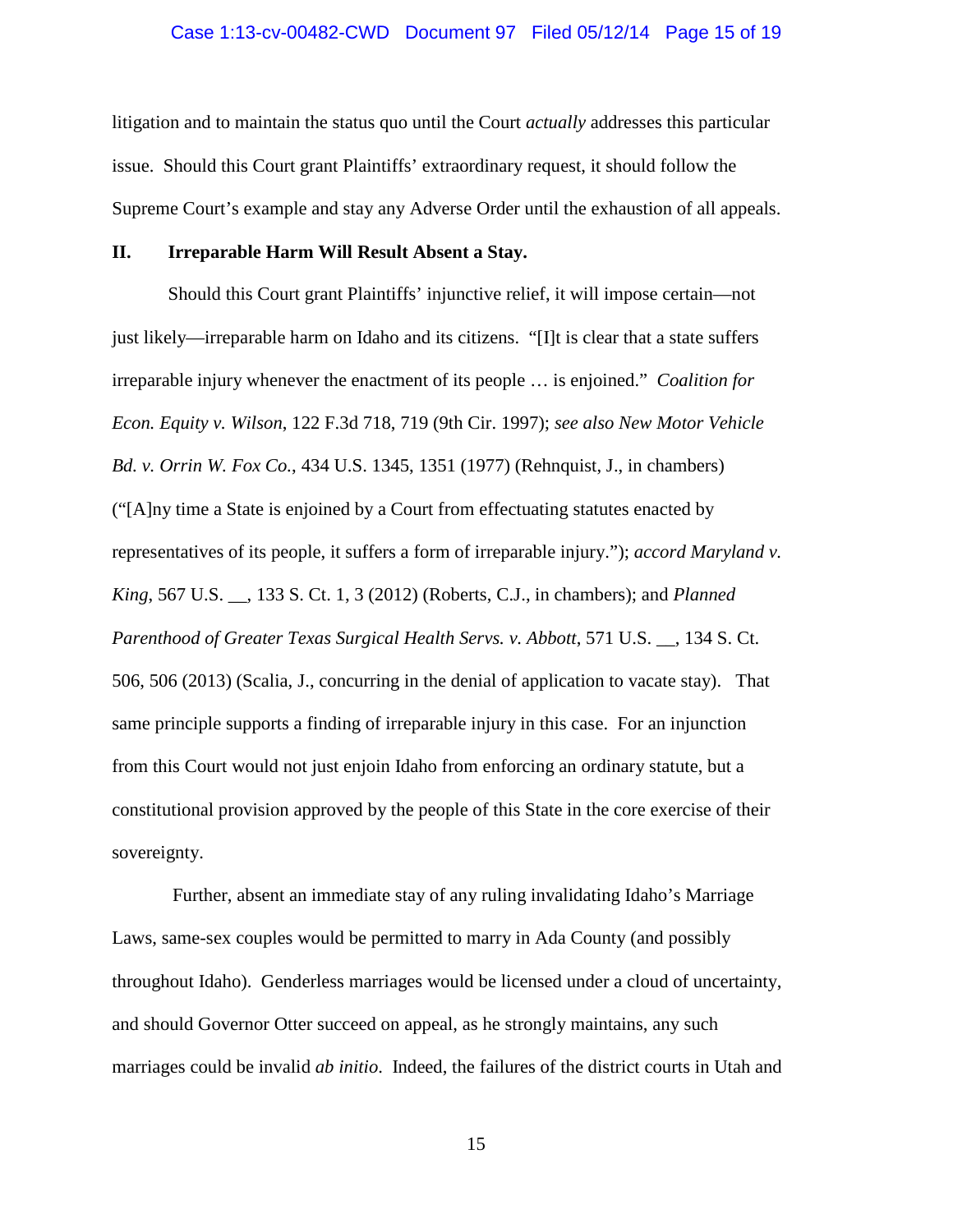litigation and to maintain the status quo until the Court *actually* addresses this particular issue. Should this Court grant Plaintiffs' extraordinary request, it should follow the Supreme Court's example and stay any Adverse Order until the exhaustion of all appeals.

## II. Irreparable Harm Will Result Absent a Stay.

Should this Court grant Plaintiffs' injunctive relief, it will impose certain—not just likely—irreparable harm on Idaho and its citizens. "[I]t is clear that a state suffers irreparable injury whenever the enactment of its people … is enjoined." *Coalition for Econ. Equity v. Wilson*, 122 F.3d 718, 719 (9th Cir. 1997); *see also New Motor Vehicle Bd. v. Orrin W. Fox Co.*, 434 U.S. 1345, 1351 (1977) (Rehnquist, J., in chambers) ("[A]ny time a State is enjoined by a Court from effectuating statutes enacted by representatives of its people, it suffers a form of irreparable injury."); *accord Maryland v. King*, 567 U.S. __, 133 S. Ct. 1, 3 (2012) (Roberts, C.J., in chambers); and *Planned Parenthood of Greater Texas Surgical Health Servs. v. Abbott*, 571 U.S. __, 134 S. Ct. 506, 506 (2013) (Scalia, J., concurring in the denial of application to vacate stay). That same principle supports a finding of irreparable injury in this case. For an injunction from this Court would not just enjoin Idaho from enforcing an ordinary statute, but a constitutional provision approved by the people of this State in the core exercise of their sovereignty.

Further, absent an immediate stay of any ruling invalidating Idaho's Marriage Laws, same-sex couples would be permitted to marry in Ada County (and possibly throughout Idaho). Genderless marriages would be licensed under a cloud of uncertainty, and should Governor Otter succeed on appeal, as he strongly maintains, any such marriages could be invalid *ab initio*. Indeed, the failures of the district courts in Utah and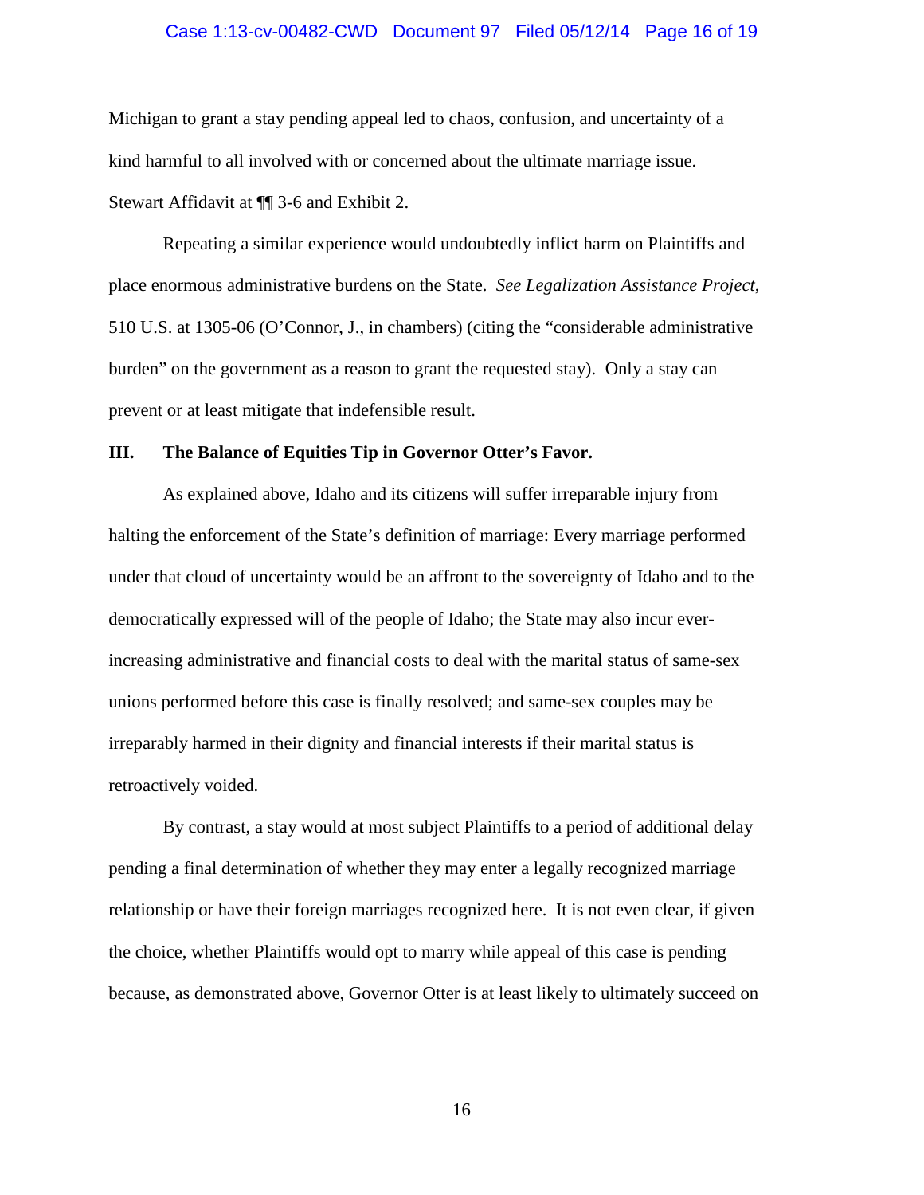Michigan to grant a stay pending appeal led to chaos, confusion, and uncertainty of a kind harmful to all involved with or concerned about the ultimate marriage issue. Stewart Affidavit at ¶¶ 3-6 and Exhibit 2.

Repeating a similar experience would undoubtedly inflict harm on Plaintiffs and place enormous administrative burdens on the State. *See Legalization Assistance Project*, 510 U.S. at 1305-06 (O'Connor, J., in chambers) (citing the "considerable administrative burden" on the government as a reason to grant the requested stay). Only a stay can prevent or at least mitigate that indefensible result.

### III. The Balance of Equities Tip in Governor Otter's Favor.

As explained above, Idaho and its citizens will suffer irreparable injury from halting the enforcement of the State's definition of marriage: Every marriage performed under that cloud of uncertainty would be an affront to the sovereignty of Idaho and to the democratically expressed will of the people of Idaho; the State may also incur ever-increasing administrative and financial costs to deal with the marital status of same-sex unions performed before this case is finally resolved; and same-sex couples may be irreparably harmed in their dignity and financial interests if their marital status is retroactively voided.

By contrast, a stay would at most subject Plaintiffs to a period of additional delay pending a final determination of whether they may enter a legally recognized marriage relationship or have their foreign marriages recognized here. It is not even clear, if given the choice, whether Plaintiffs would opt to marry while appeal of this case is pending because, as demonstrated above, Governor Otter is at least likely to ultimately succeed on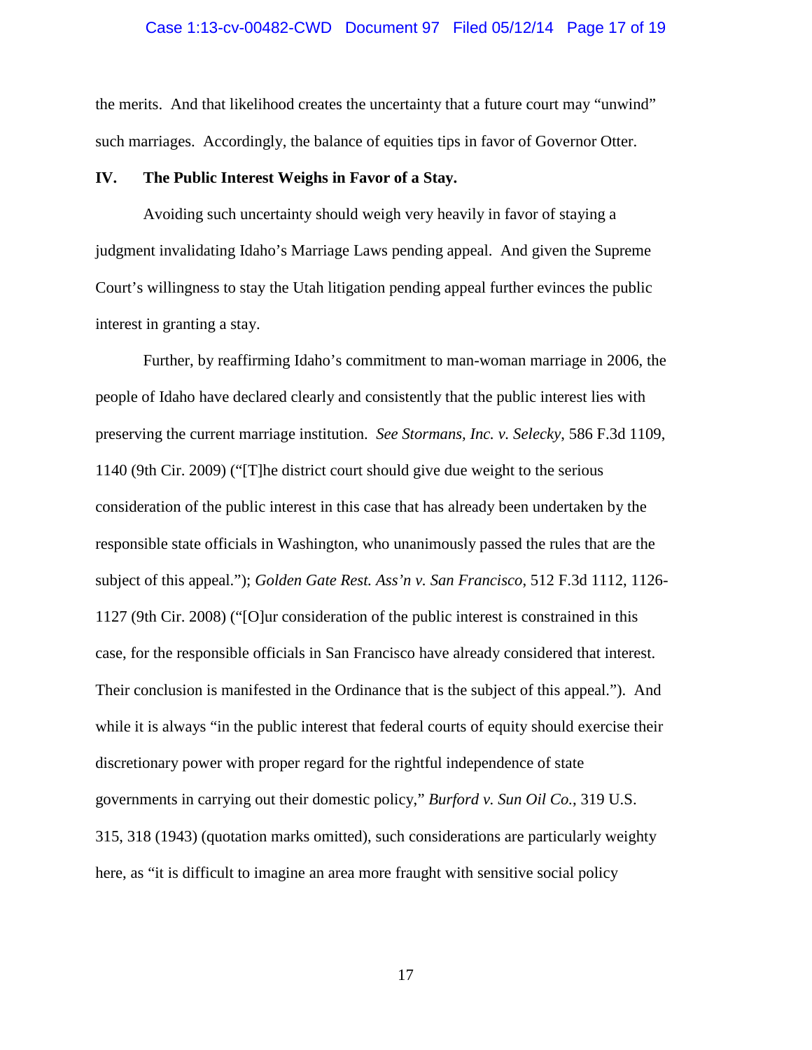the merits. And that likelihood creates the uncertainty that a future court may "unwind" such marriages. Accordingly, the balance of equities tips in favor of Governor Otter.

## IV. The Public Interest Weighs in Favor of a Stay.

Avoiding such uncertainty should weigh very heavily in favor of staying a judgment invalidating Idaho's Marriage Laws pending appeal. And given the Supreme Court's willingness to stay the Utah litigation pending appeal further evinces the public interest in granting a stay.

Further, by reaffirming Idaho's commitment to man-woman marriage in 2006, the people of Idaho have declared clearly and consistently that the public interest lies with preserving the current marriage institution. *See Stormans, Inc. v. Selecky*, 586 F.3d 1109, 1140 (9th Cir. 2009) ("[T]he district court should give due weight to the serious consideration of the public interest in this case that has already been undertaken by the responsible state officials in Washington, who unanimously passed the rules that are the subject of this appeal."); *Golden Gate Rest. Ass'n v. San Francisco*, 512 F.3d 1112, 1126-1127 (9th Cir. 2008) ("[O]ur consideration of the public interest is constrained in this case, for the responsible officials in San Francisco have already considered that interest. Their conclusion is manifested in the Ordinance that is the subject of this appeal."). And while it is always "in the public interest that federal courts of equity should exercise their discretionary power with proper regard for the rightful independence of state governments in carrying out their domestic policy," *Burford v. Sun Oil Co.*, 319 U.S. 315, 318 (1943) (quotation marks omitted), such considerations are particularly weighty here, as "it is difficult to imagine an area more fraught with sensitive social policy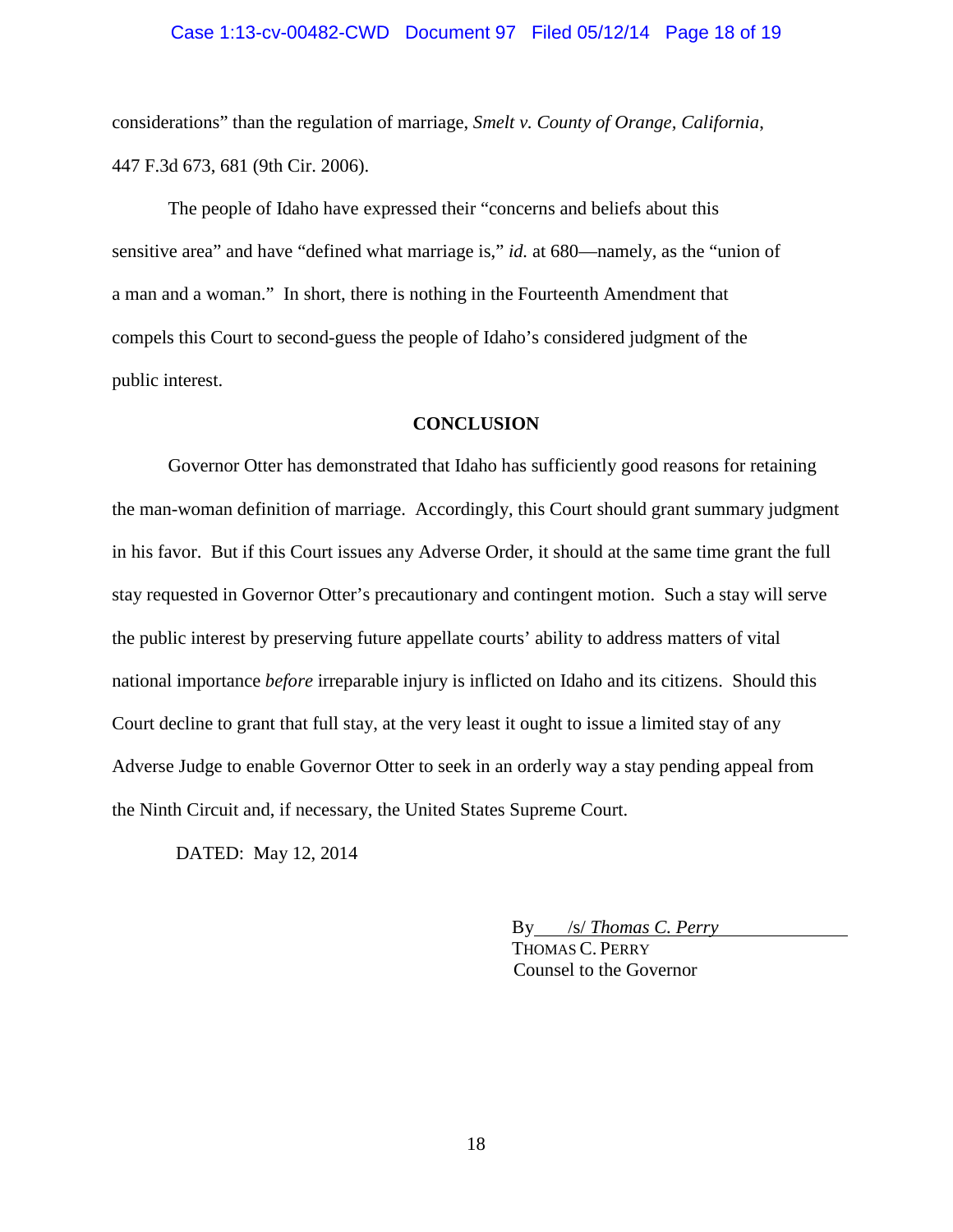considerations" than the regulation of marriage, *Smelt v. County of Orange, California*, 447 F.3d 673, 681 (9th Cir. 2006).

The people of Idaho have expressed their "concerns and beliefs about this sensitive area" and have "defined what marriage is," *id.* at 680—namely, as the "union of a man and a woman." In short, there is nothing in the Fourteenth Amendment that compels this Court to second-guess the people of Idaho's considered judgment of the public interest.

**CONCLUSION**

Governor Otter has demonstrated that Idaho has sufficiently good reasons for retaining the man-woman definition of marriage. Accordingly, this Court should grant summary judgment in his favor. But if this Court issues any Adverse Order, it should at the same time grant the full stay requested in Governor Otter's precautionary and contingent motion. Such a stay will serve the public interest by preserving future appellate courts' ability to address matters of vital national importance *before* irreparable injury is inflicted on Idaho and its citizens. Should this Court decline to grant that full stay, at the very least it ought to issue a limited stay of any Adverse Judge to enable Governor Otter to seek in an orderly way a stay pending appeal from the Ninth Circuit and, if necessary, the United States Supreme Court.

DATED: May 12, 2014

By /s/ *Thomas C. Perry*
THOMAS C. PERRY
Counsel to the Governor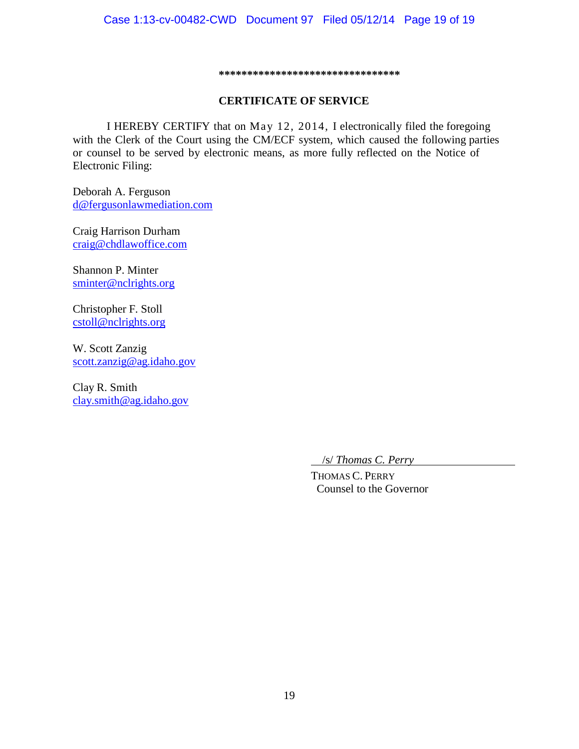********************************

## CERTIFICATE OF SERVICE

I HEREBY CERTIFY that on May 12, 2014, I electronically filed the foregoing with the Clerk of the Court using the CM/ECF system, which caused the following parties or counsel to be served by electronic means, as more fully reflected on the Notice of Electronic Filing:

Deborah A. Ferguson
d@fergusonlawmediation.com

Craig Harrison Durham
craig@chdlawoffice.com

Shannon P. Minter
sminter@nclrights.org

Christopher F. Stoll
cstoll@nclrights.org

W. Scott Zanzig
scott.zanzig@ag.idaho.gov

Clay R. Smith
clay.smith@ag.idaho.gov

/s/ *Thomas C. Perry*
THOMAS C. PERRY
Counsel to the Governor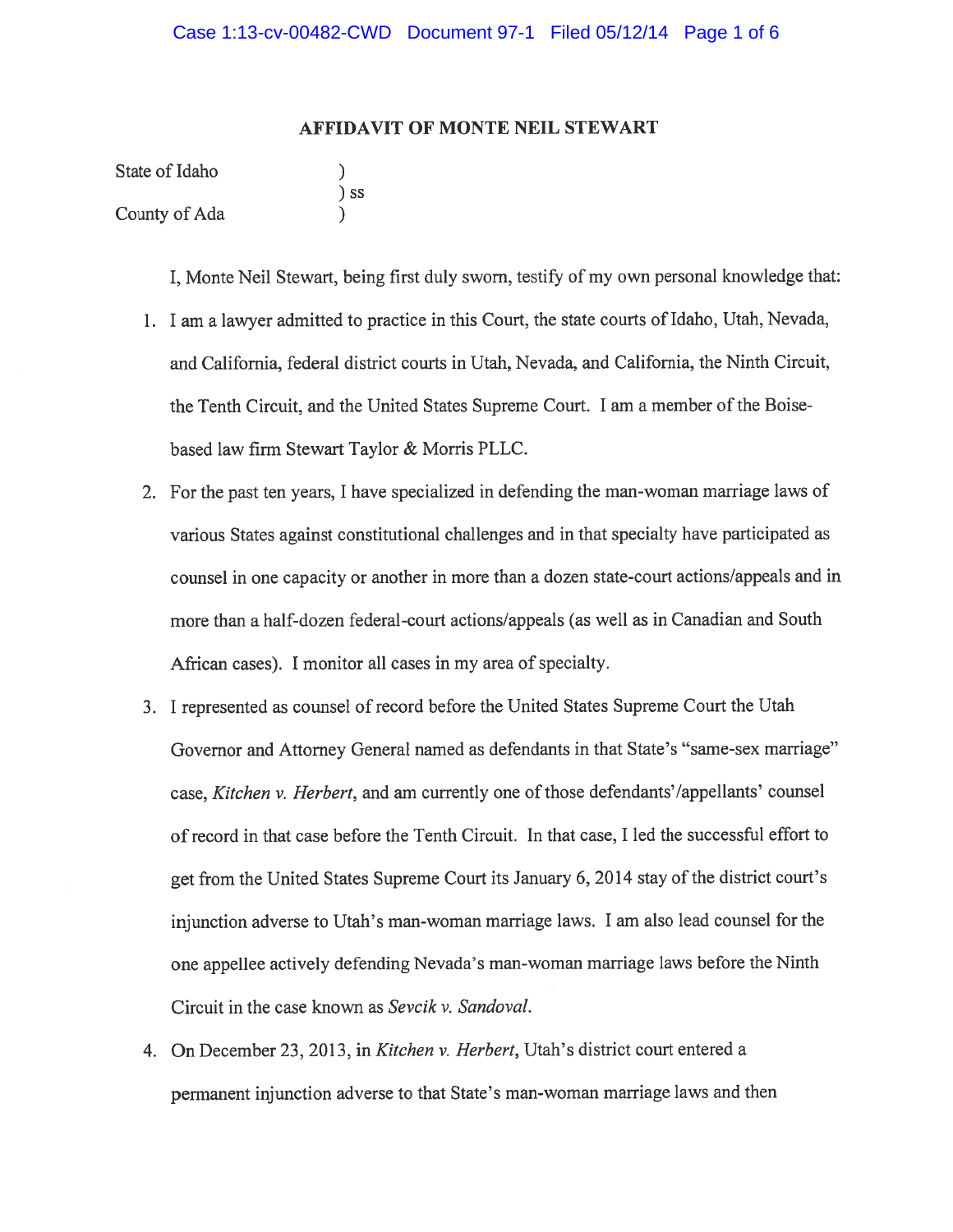## AFFIDAVIT OF MONTE NEIL STEWART

State of Idaho )
) ss
County of Ada )

I, Monte Neil Stewart, being first duly sworn, testify of my own personal knowledge that:

1. I am a lawyer admitted to practice in this Court, the state courts of Idaho, Utah, Nevada, and California, federal district courts in Utah, Nevada, and California, the Ninth Circuit, the Tenth Circuit, and the United States Supreme Court. I am a member of the Boise-based law firm Stewart Taylor & Morris PLLC.

2. For the past ten years, I have specialized in defending the man-woman marriage laws of various States against constitutional challenges and in that specialty have participated as counsel in one capacity or another in more than a dozen state-court actions/appeals and in more than a half-dozen federal-court actions/appeals (as well as in Canadian and South African cases). I monitor all cases in my area of specialty.

3. I represented as counsel of record before the United States Supreme Court the Utah Governor and Attorney General named as defendants in that State's "same-sex marriage" case, *Kitchen v. Herbert*, and am currently one of those defendants'/appellants' counsel of record in that case before the Tenth Circuit. In that case, I led the successful effort to get from the United States Supreme Court its January 6, 2014 stay of the district court's injunction adverse to Utah's man-woman marriage laws. I am also lead counsel for the one appellee actively defending Nevada's man-woman marriage laws before the Ninth Circuit in the case known as *Sevcik v. Sandoval*.

4. On December 23, 2013, in *Kitchen v. Herbert*, Utah's district court entered a permanent injunction adverse to that State's man-woman marriage laws and then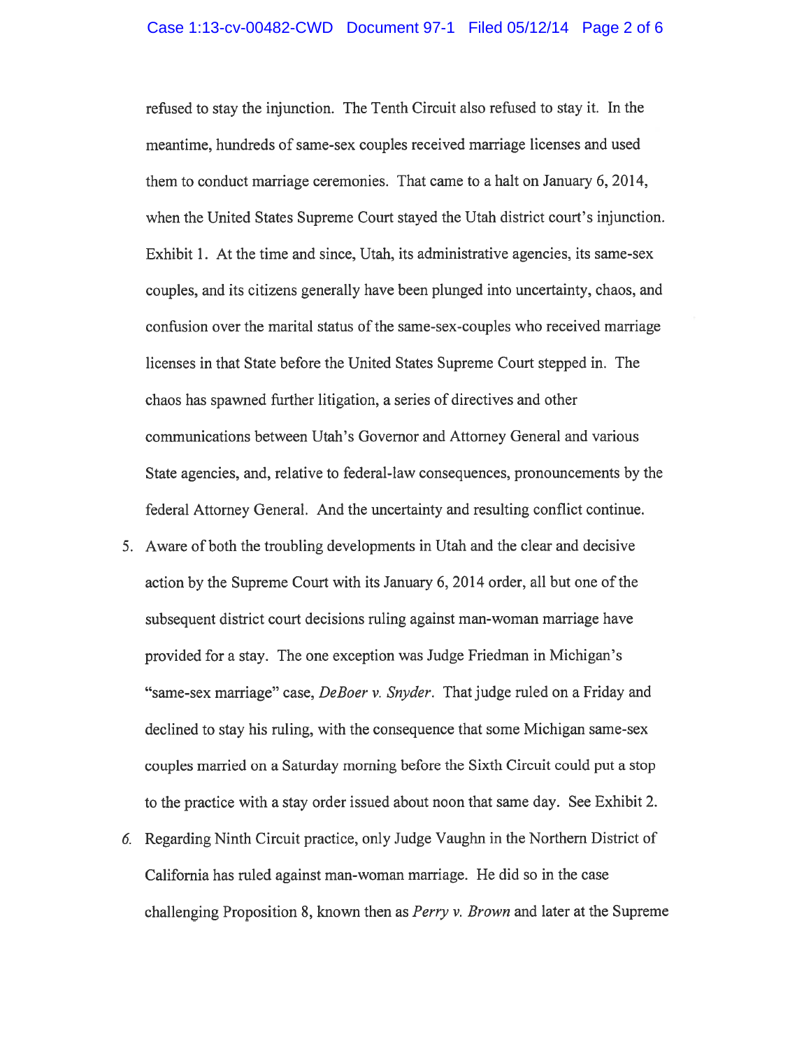refused to stay the injunction. The Tenth Circuit also refused to stay it. In the meantime, hundreds of same-sex couples received marriage licenses and used them to conduct marriage ceremonies. That came to a halt on January 6, 2014, when the United States Supreme Court stayed the Utah district court's injunction. Exhibit 1. At the time and since, Utah, its administrative agencies, its same-sex couples, and its citizens generally have been plunged into uncertainty, chaos, and confusion over the marital status of the same-sex-couples who received marriage licenses in that State before the United States Supreme Court stepped in. The chaos has spawned further litigation, a series of directives and other communications between Utah's Governor and Attorney General and various State agencies, and, relative to federal-law consequences, pronouncements by the federal Attorney General. And the uncertainty and resulting conflict continue.

5. Aware of both the troubling developments in Utah and the clear and decisive action by the Supreme Court with its January 6, 2014 order, all but one of the subsequent district court decisions ruling against man-woman marriage have provided for a stay. The one exception was Judge Friedman in Michigan's "same-sex marriage" case, *DeBoer v. Snyder*. That judge ruled on a Friday and declined to stay his ruling, with the consequence that some Michigan same-sex couples married on a Saturday morning before the Sixth Circuit could put a stop to the practice with a stay order issued about noon that same day. See Exhibit 2.

6. Regarding Ninth Circuit practice, only Judge Vaughn in the Northern District of California has ruled against man-woman marriage. He did so in the case challenging Proposition 8, known then as *Perry v. Brown* and later at the Supreme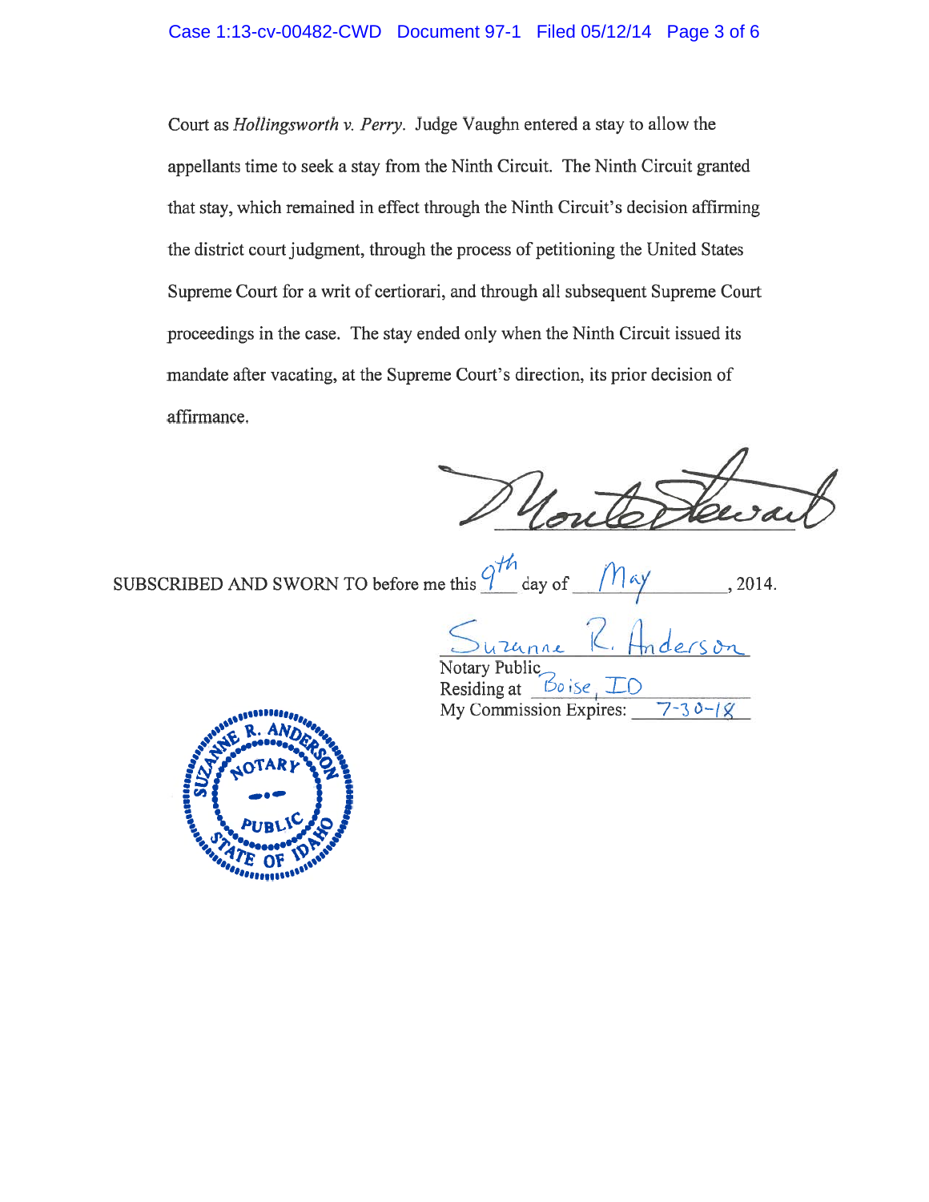Court as *Hollingsworth v. Perry*. Judge Vaughn entered a stay to allow the appellants time to seek a stay from the Ninth Circuit. The Ninth Circuit granted that stay, which remained in effect through the Ninth Circuit's decision affirming the district court judgment, through the process of petitioning the United States Supreme Court for a writ of certiorari, and through all subsequent Supreme Court proceedings in the case. The stay ended only when the Ninth Circuit issued its mandate after vacating, at the Supreme Court's direction, its prior decision of affirmance.

Monte Stewart

SUBSCRIBED AND SWORN TO before me this 9th day of May, 2014.

Suzanne R. Anderson
Notary Public
Residing at Boise, ID
My Commission Expires: 7-30-18

SUZANNE R. ANDERSON
NOTARY PUBLIC
STATE OF IDAHO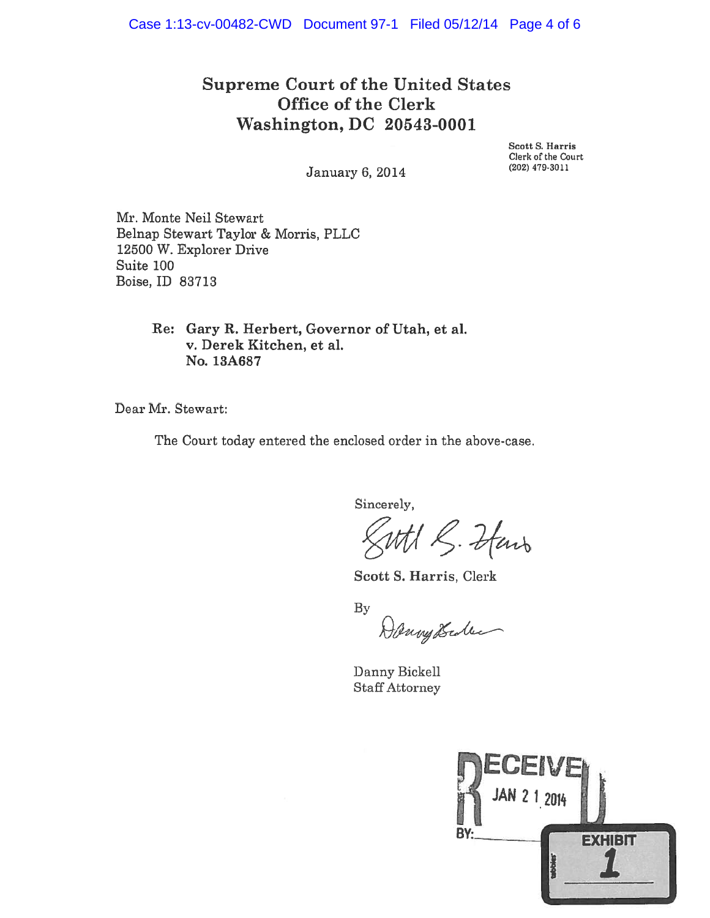# Supreme Court of the United States
## Office of the Clerk
## Washington, DC 20543-0001

Scott S. Harris
Clerk of the Court
(202) 479-3011

January 6, 2014

Mr. Monte Neil Stewart
Belnap Stewart Taylor & Morris, PLLC
12500 W. Explorer Drive
Suite 100
Boise, ID 83713

**Re: Gary R. Herbert, Governor of Utah, et al.
v. Derek Kitchen, et al.
No. 13A687**

Dear Mr. Stewart:

The Court today entered the enclosed order in the above-case.

Sincerely,

Scott S. Harris, Clerk

By

Danny Bickell
Staff Attorney

RECEIVED
JAN 21 2014
BY:

EXHIBIT
1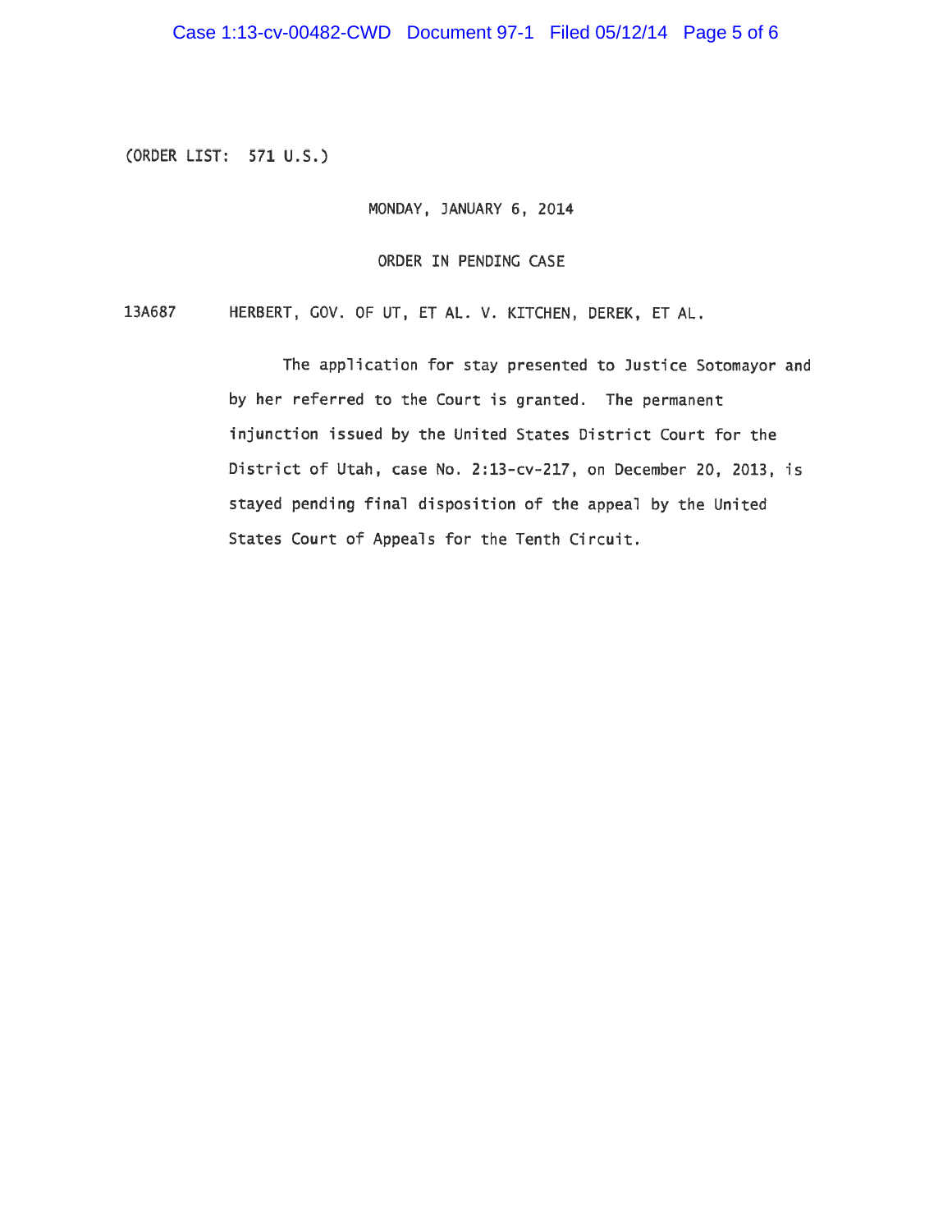(ORDER LIST: 571 U.S.)

MONDAY, JANUARY 6, 2014

ORDER IN PENDING CASE

13A687 HERBERT, GOV. OF UT, ET AL. V. KITCHEN, DEREK, ET AL.

The application for stay presented to Justice Sotomayor and by her referred to the Court is granted. The permanent injunction issued by the United States District Court for the District of Utah, case No. 2:13-cv-217, on December 20, 2013, is stayed pending final disposition of the appeal by the United States Court of Appeals for the Tenth Circuit.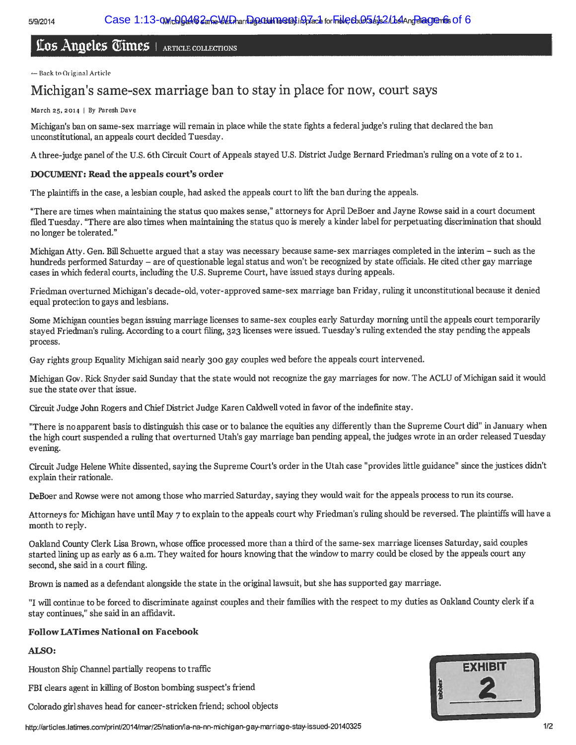# Los Angeles Times | ARTICLE COLLECTIONS

← Back to Original Article

## Michigan's same-sex marriage ban to stay in place for now, court says

March 25, 2014 | By Paresh Dave

Michigan's ban on same-sex marriage will remain in place while the state fights a federal judge's ruling that declared the ban unconstitutional, an appeals court decided Tuesday.

A three-judge panel of the U.S. 6th Circuit Court of Appeals stayed U.S. District Judge Bernard Friedman's ruling on a vote of 2 to 1.

**DOCUMENT: Read the appeals court's order**

The plaintiffs in the case, a lesbian couple, had asked the appeals court to lift the ban during the appeals.

"There are times when maintaining the status quo makes sense," attorneys for April DeBoer and Jayne Rowse said in a court document filed Tuesday. "There are also times when maintaining the status quo is merely a kinder label for perpetuating discrimination that should no longer be tolerated."

Michigan Atty. Gen. Bill Schuette argued that a stay was necessary because same-sex marriages completed in the interim – such as the hundreds performed Saturday – are of questionable legal status and won't be recognized by state officials. He cited other gay marriage cases in which federal courts, including the U.S. Supreme Court, have issued stays during appeals.

Friedman overturned Michigan's decade-old, voter-approved same-sex marriage ban Friday, ruling it unconstitutional because it denied equal protection to gays and lesbians.

Some Michigan counties began issuing marriage licenses to same-sex couples early Saturday morning until the appeals court temporarily stayed Friedman's ruling. According to a court filing, 323 licenses were issued. Tuesday's ruling extended the stay pending the appeals process.

Gay rights group Equality Michigan said nearly 300 gay couples wed before the appeals court intervened.

Michigan Gov. Rick Snyder said Sunday that the state would not recognize the gay marriages for now. The ACLU of Michigan said it would sue the state over that issue.

Circuit Judge John Rogers and Chief District Judge Karen Caldwell voted in favor of the indefinite stay.

"There is no apparent basis to distinguish this case or to balance the equities any differently than the Supreme Court did" in January when the high court suspended a ruling that overturned Utah's gay marriage ban pending appeal, the judges wrote in an order released Tuesday evening.

Circuit Judge Helene White dissented, saying the Supreme Court's order in the Utah case "provides little guidance" since the justices didn't explain their rationale.

DeBoer and Rowse were not among those who married Saturday, saying they would wait for the appeals process to run its course.

Attorneys for Michigan have until May 7 to explain to the appeals court why Friedman's ruling should be reversed. The plaintiffs will have a month to reply.

Oakland County Clerk Lisa Brown, whose office processed more than a third of the same-sex marriage licenses Saturday, said couples started lining up as early as 6 a.m. They waited for hours knowing that the window to marry could be closed by the appeals court any second, she said in a court filing.

Brown is named as a defendant alongside the state in the original lawsuit, but she has supported gay marriage.

"I will continue to be forced to discriminate against couples and their families with the respect to my duties as Oakland County clerk if a stay continues," she said in an affidavit.

**Follow LATimes National on Facebook**

**ALSO:**

Houston Ship Channel partially reopens to traffic

FBI clears agent in killing of Boston bombing suspect's friend

Colorado girl shaves head for cancer-stricken friend; school objects

EXHIBIT 2